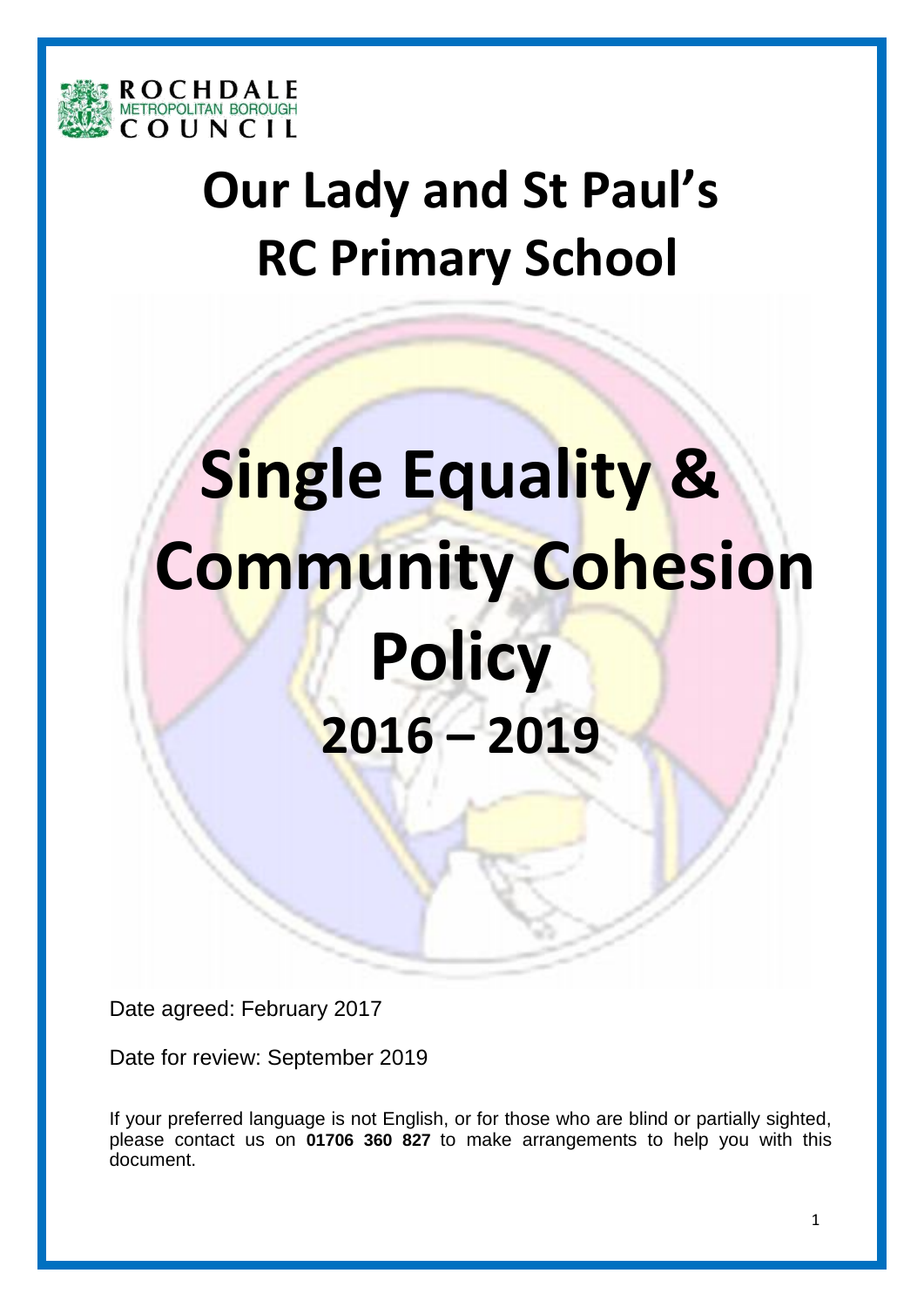ROCHDALE METROPOLITAN BOROUGH COUNCIL

# Our Lady and St Paul's RC Primary School

# Single Equality & Community Cohesion Policy

## 2016 – 2019

Date agreed: February 2017

Date for review: September 2019

If your preferred language is not English, or for those who are blind or partially sighted, please contact us on **01706 360 827** to make arrangements to help you with this document.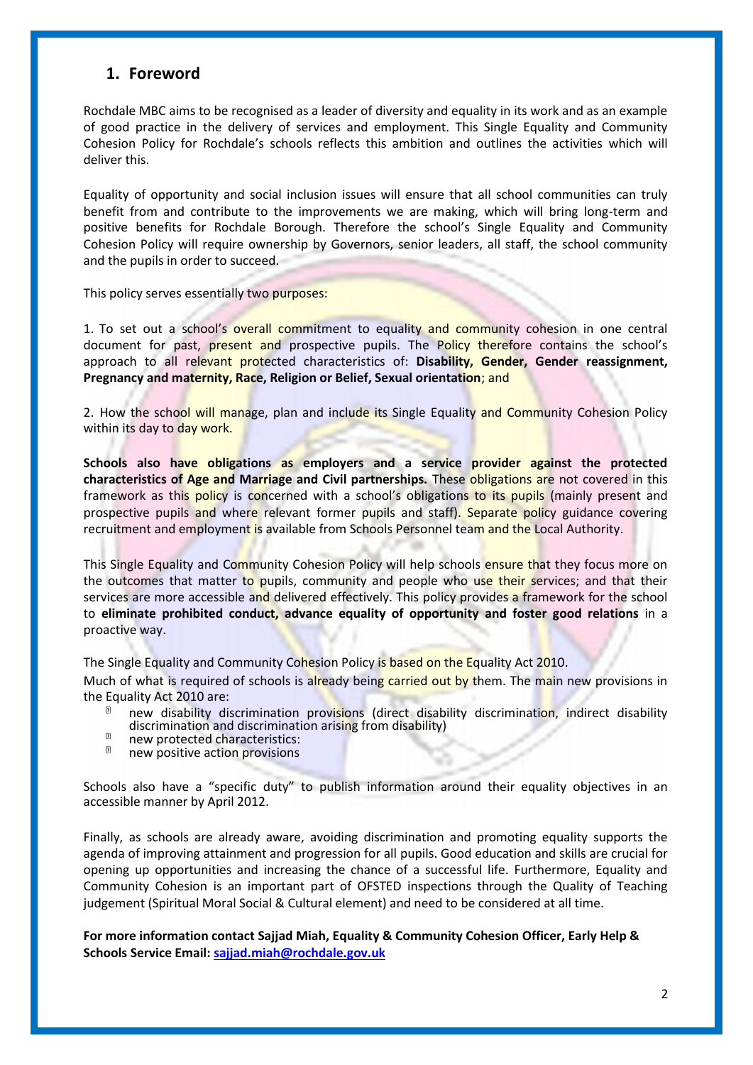## 1. Foreword

Rochdale MBC aims to be recognised as a leader of diversity and equality in its work and as an example of good practice in the delivery of services and employment. This Single Equality and Community Cohesion Policy for Rochdale's schools reflects this ambition and outlines the activities which will deliver this.

Equality of opportunity and social inclusion issues will ensure that all school communities can truly benefit from and contribute to the improvements we are making, which will bring long-term and positive benefits for Rochdale Borough. Therefore the school's Single Equality and Community Cohesion Policy will require ownership by Governors, senior leaders, all staff, the school community and the pupils in order to succeed.

This policy serves essentially two purposes:

1. To set out a school's overall commitment to equality and community cohesion in one central document for past, present and prospective pupils. The Policy therefore contains the school's approach to all relevant protected characteristics of: **Disability, Gender, Gender reassignment, Pregnancy and maternity, Race, Religion or Belief, Sexual orientation**; and

2. How the school will manage, plan and include its Single Equality and Community Cohesion Policy within its day to day work.

**Schools also have obligations as employers and a service provider against the protected characteristics of Age and Marriage and Civil partnerships.** These obligations are not covered in this framework as this policy is concerned with a school's obligations to its pupils (mainly present and prospective pupils and where relevant former pupils and staff). Separate policy guidance covering recruitment and employment is available from Schools Personnel team and the Local Authority.

This Single Equality and Community Cohesion Policy will help schools ensure that they focus more on the outcomes that matter to pupils, community and people who use their services; and that their services are more accessible and delivered effectively. This policy provides a framework for the school to **eliminate prohibited conduct, advance equality of opportunity and foster good relations** in a proactive way.

The Single Equality and Community Cohesion Policy is based on the Equality Act 2010.

Much of what is required of schools is already being carried out by them. The main new provisions in the Equality Act 2010 are:

- new disability discrimination provisions (direct disability discrimination, indirect disability discrimination and discrimination arising from disability)
- new protected characteristics:
- new positive action provisions

Schools also have a "specific duty" to publish information around their equality objectives in an accessible manner by April 2012.

Finally, as schools are already aware, avoiding discrimination and promoting equality supports the agenda of improving attainment and progression for all pupils. Good education and skills are crucial for opening up opportunities and increasing the chance of a successful life. Furthermore, Equality and Community Cohesion is an important part of OFSTED inspections through the Quality of Teaching judgement (Spiritual Moral Social & Cultural element) and need to be considered at all time.

**For more information contact Sajjad Miah, Equality & Community Cohesion Officer, Early Help & Schools Service Email: sajjad.miah@rochdale.gov.uk**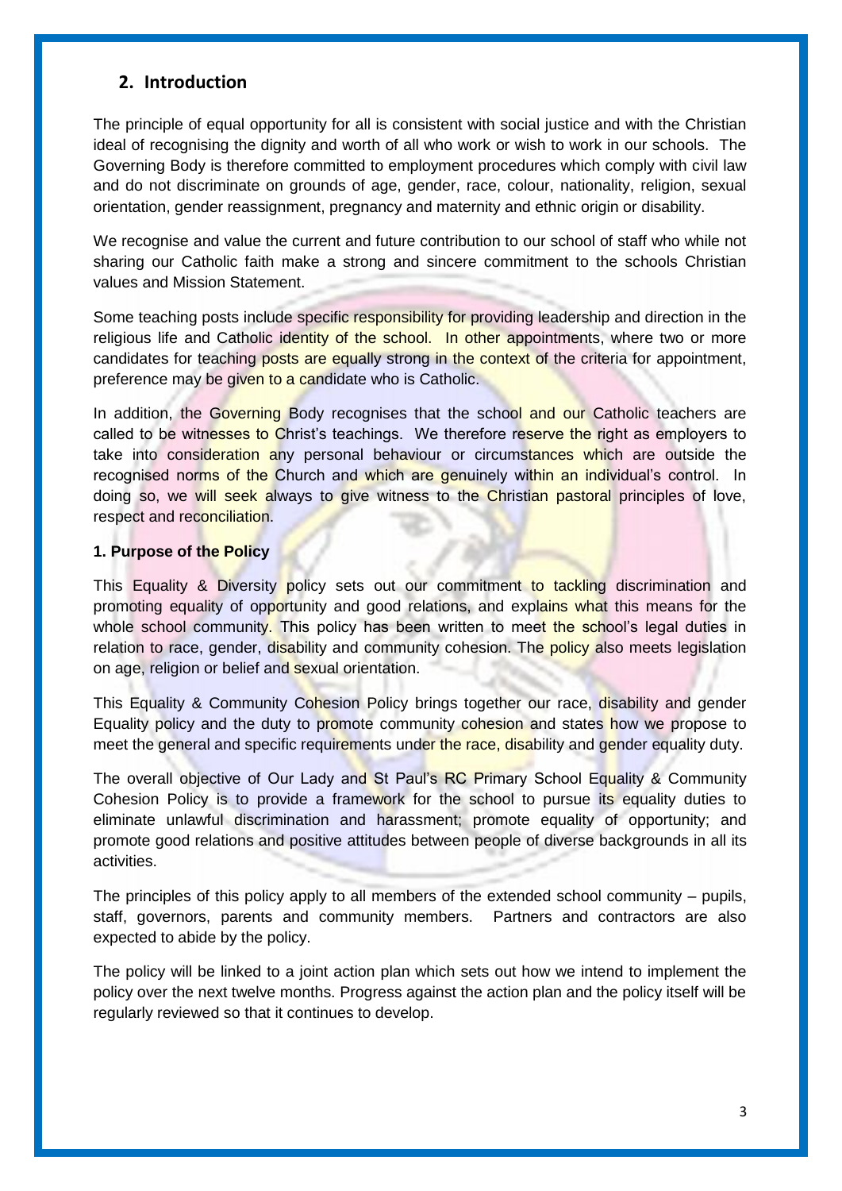## 2. Introduction

The principle of equal opportunity for all is consistent with social justice and with the Christian ideal of recognising the dignity and worth of all who work or wish to work in our schools. The Governing Body is therefore committed to employment procedures which comply with civil law and do not discriminate on grounds of age, gender, race, colour, nationality, religion, sexual orientation, gender reassignment, pregnancy and maternity and ethnic origin or disability.

We recognise and value the current and future contribution to our school of staff who while not sharing our Catholic faith make a strong and sincere commitment to the schools Christian values and Mission Statement.

Some teaching posts include specific responsibility for providing leadership and direction in the religious life and Catholic identity of the school. In other appointments, where two or more candidates for teaching posts are equally strong in the context of the criteria for appointment, preference may be given to a candidate who is Catholic.

In addition, the Governing Body recognises that the school and our Catholic teachers are called to be witnesses to Christ's teachings. We therefore reserve the right as employers to take into consideration any personal behaviour or circumstances which are outside the recognised norms of the Church and which are genuinely within an individual's control. In doing so, we will seek always to give witness to the Christian pastoral principles of love, respect and reconciliation.

**1. Purpose of the Policy**

This Equality & Diversity policy sets out our commitment to tackling discrimination and promoting equality of opportunity and good relations, and explains what this means for the whole school community. This policy has been written to meet the school's legal duties in relation to race, gender, disability and community cohesion. The policy also meets legislation on age, religion or belief and sexual orientation.

This Equality & Community Cohesion Policy brings together our race, disability and gender Equality policy and the duty to promote community cohesion and states how we propose to meet the general and specific requirements under the race, disability and gender equality duty.

The overall objective of Our Lady and St Paul's RC Primary School Equality & Community Cohesion Policy is to provide a framework for the school to pursue its equality duties to eliminate unlawful discrimination and harassment; promote equality of opportunity; and promote good relations and positive attitudes between people of diverse backgrounds in all its activities.

The principles of this policy apply to all members of the extended school community – pupils, staff, governors, parents and community members. Partners and contractors are also expected to abide by the policy.

The policy will be linked to a joint action plan which sets out how we intend to implement the policy over the next twelve months. Progress against the action plan and the policy itself will be regularly reviewed so that it continues to develop.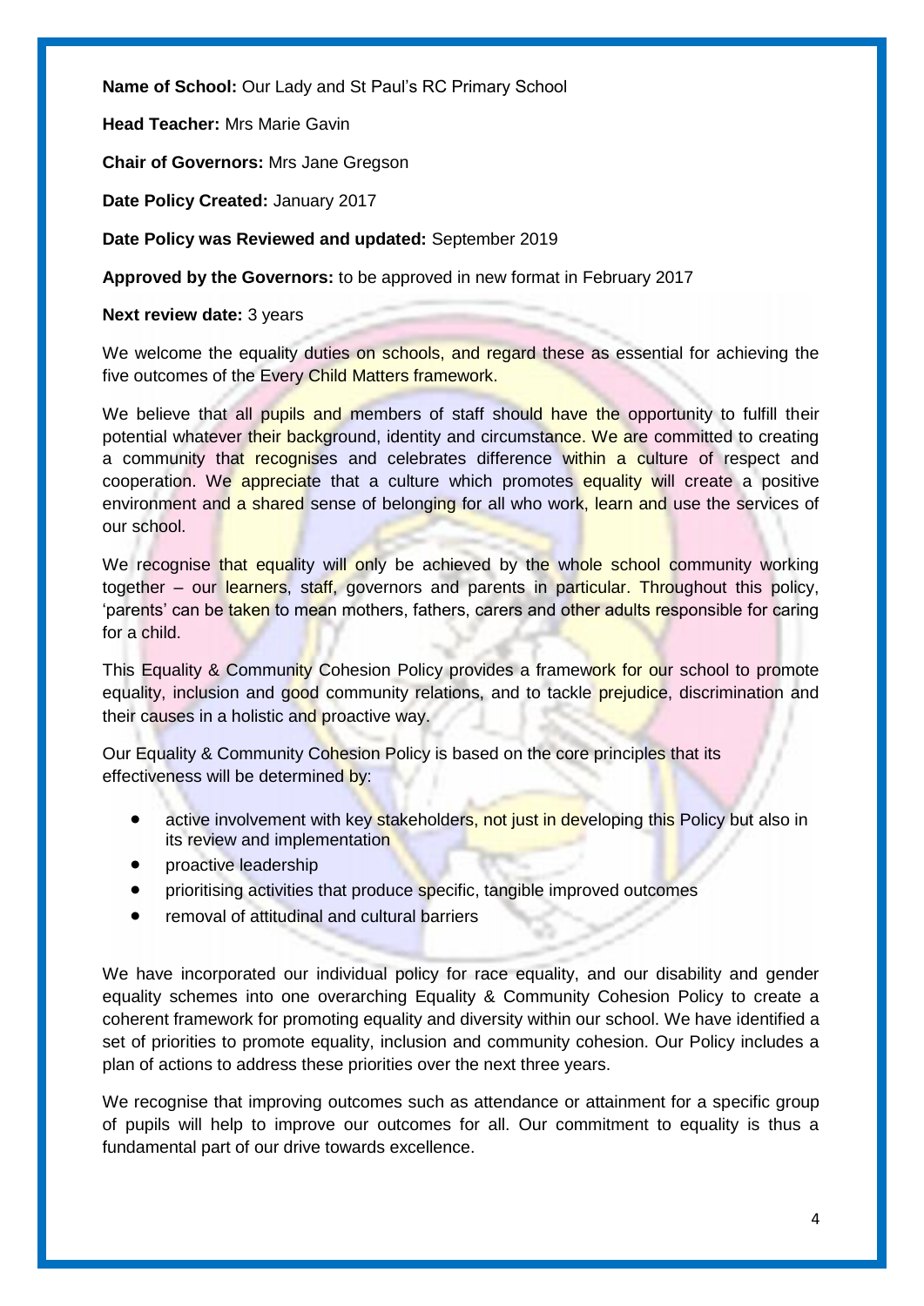**Name of School:** Our Lady and St Paul's RC Primary School

**Head Teacher:** Mrs Marie Gavin

**Chair of Governors:** Mrs Jane Gregson

**Date Policy Created:** January 2017

**Date Policy was Reviewed and updated:** September 2019

**Approved by the Governors:** to be approved in new format in February 2017

**Next review date:** 3 years

We welcome the equality duties on schools, and regard these as essential for achieving the five outcomes of the Every Child Matters framework.

We believe that all pupils and members of staff should have the opportunity to fulfill their potential whatever their background, identity and circumstance. We are committed to creating a community that recognises and celebrates difference within a culture of respect and cooperation. We appreciate that a culture which promotes equality will create a positive environment and a shared sense of belonging for all who work, learn and use the services of our school.

We recognise that equality will only be achieved by the whole school community working together – our learners, staff, governors and parents in particular. Throughout this policy, 'parents' can be taken to mean mothers, fathers, carers and other adults responsible for caring for a child.

This Equality & Community Cohesion Policy provides a framework for our school to promote equality, inclusion and good community relations, and to tackle prejudice, discrimination and their causes in a holistic and proactive way.

Our Equality & Community Cohesion Policy is based on the core principles that its effectiveness will be determined by:

- active involvement with key stakeholders, not just in developing this Policy but also in its review and implementation
- proactive leadership
- prioritising activities that produce specific, tangible improved outcomes
- removal of attitudinal and cultural barriers

We have incorporated our individual policy for race equality, and our disability and gender equality schemes into one overarching Equality & Community Cohesion Policy to create a coherent framework for promoting equality and diversity within our school. We have identified a set of priorities to promote equality, inclusion and community cohesion. Our Policy includes a plan of actions to address these priorities over the next three years.

We recognise that improving outcomes such as attendance or attainment for a specific group of pupils will help to improve our outcomes for all. Our commitment to equality is thus a fundamental part of our drive towards excellence.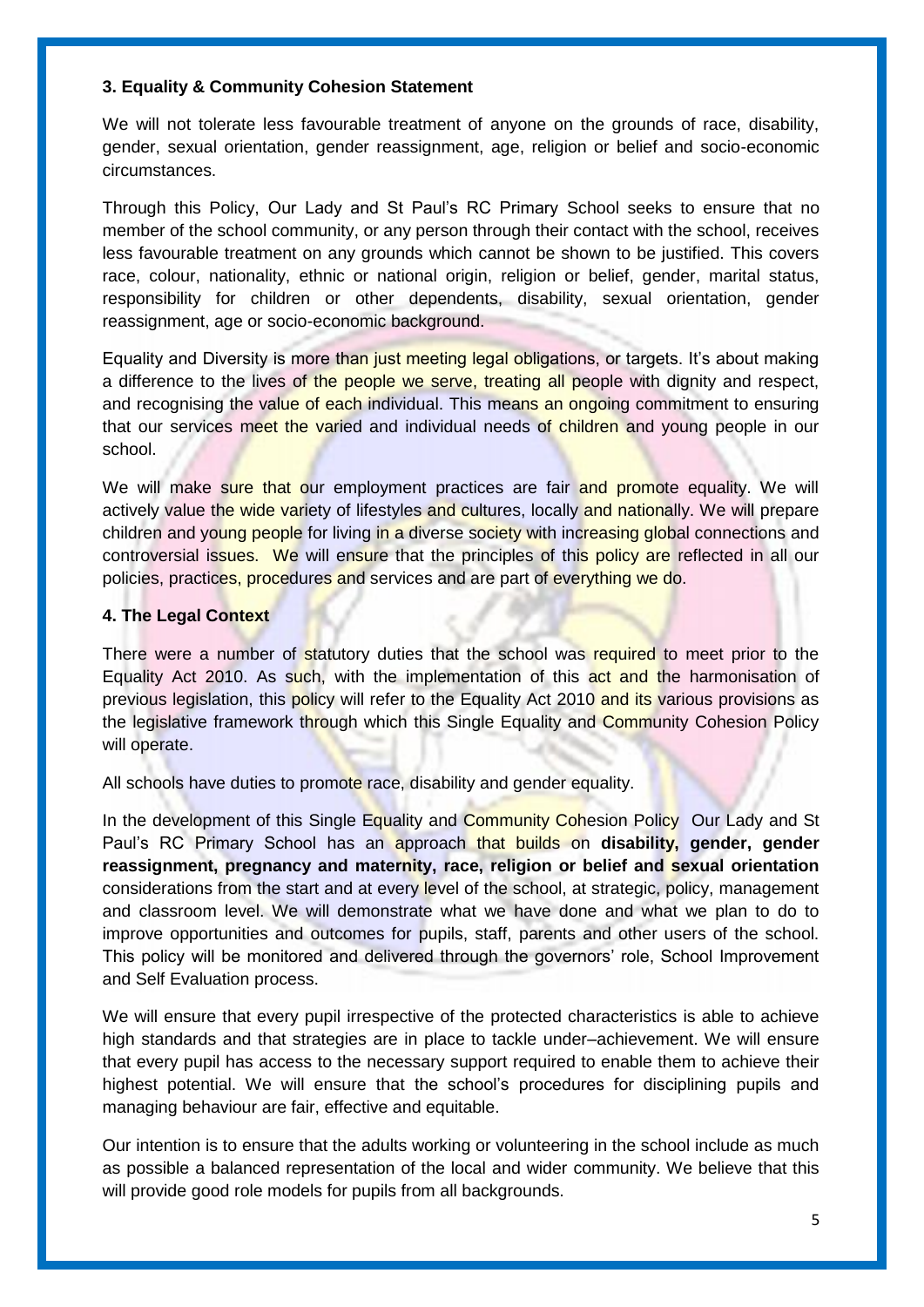### 3. Equality & Community Cohesion Statement

We will not tolerate less favourable treatment of anyone on the grounds of race, disability, gender, sexual orientation, gender reassignment, age, religion or belief and socio-economic circumstances.

Through this Policy, Our Lady and St Paul's RC Primary School seeks to ensure that no member of the school community, or any person through their contact with the school, receives less favourable treatment on any grounds which cannot be shown to be justified. This covers race, colour, nationality, ethnic or national origin, religion or belief, gender, marital status, responsibility for children or other dependents, disability, sexual orientation, gender reassignment, age or socio-economic background.

Equality and Diversity is more than just meeting legal obligations, or targets. It's about making a difference to the lives of the people we serve, treating all people with dignity and respect, and recognising the value of each individual. This means an ongoing commitment to ensuring that our services meet the varied and individual needs of children and young people in our school.

We will make sure that our employment practices are fair and promote equality. We will actively value the wide variety of lifestyles and cultures, locally and nationally. We will prepare children and young people for living in a diverse society with increasing global connections and controversial issues. We will ensure that the principles of this policy are reflected in all our policies, practices, procedures and services and are part of everything we do.

### 4. The Legal Context

There were a number of statutory duties that the school was required to meet prior to the Equality Act 2010. As such, with the implementation of this act and the harmonisation of previous legislation, this policy will refer to the Equality Act 2010 and its various provisions as the legislative framework through which this Single Equality and Community Cohesion Policy will operate.

All schools have duties to promote race, disability and gender equality.

In the development of this Single Equality and Community Cohesion Policy Our Lady and St Paul's RC Primary School has an approach that builds on **disability, gender, gender reassignment, pregnancy and maternity, race, religion or belief and sexual orientation** considerations from the start and at every level of the school, at strategic, policy, management and classroom level. We will demonstrate what we have done and what we plan to do to improve opportunities and outcomes for pupils, staff, parents and other users of the school. This policy will be monitored and delivered through the governors' role, School Improvement and Self Evaluation process.

We will ensure that every pupil irrespective of the protected characteristics is able to achieve high standards and that strategies are in place to tackle under–achievement. We will ensure that every pupil has access to the necessary support required to enable them to achieve their highest potential. We will ensure that the school's procedures for disciplining pupils and managing behaviour are fair, effective and equitable.

Our intention is to ensure that the adults working or volunteering in the school include as much as possible a balanced representation of the local and wider community. We believe that this will provide good role models for pupils from all backgrounds.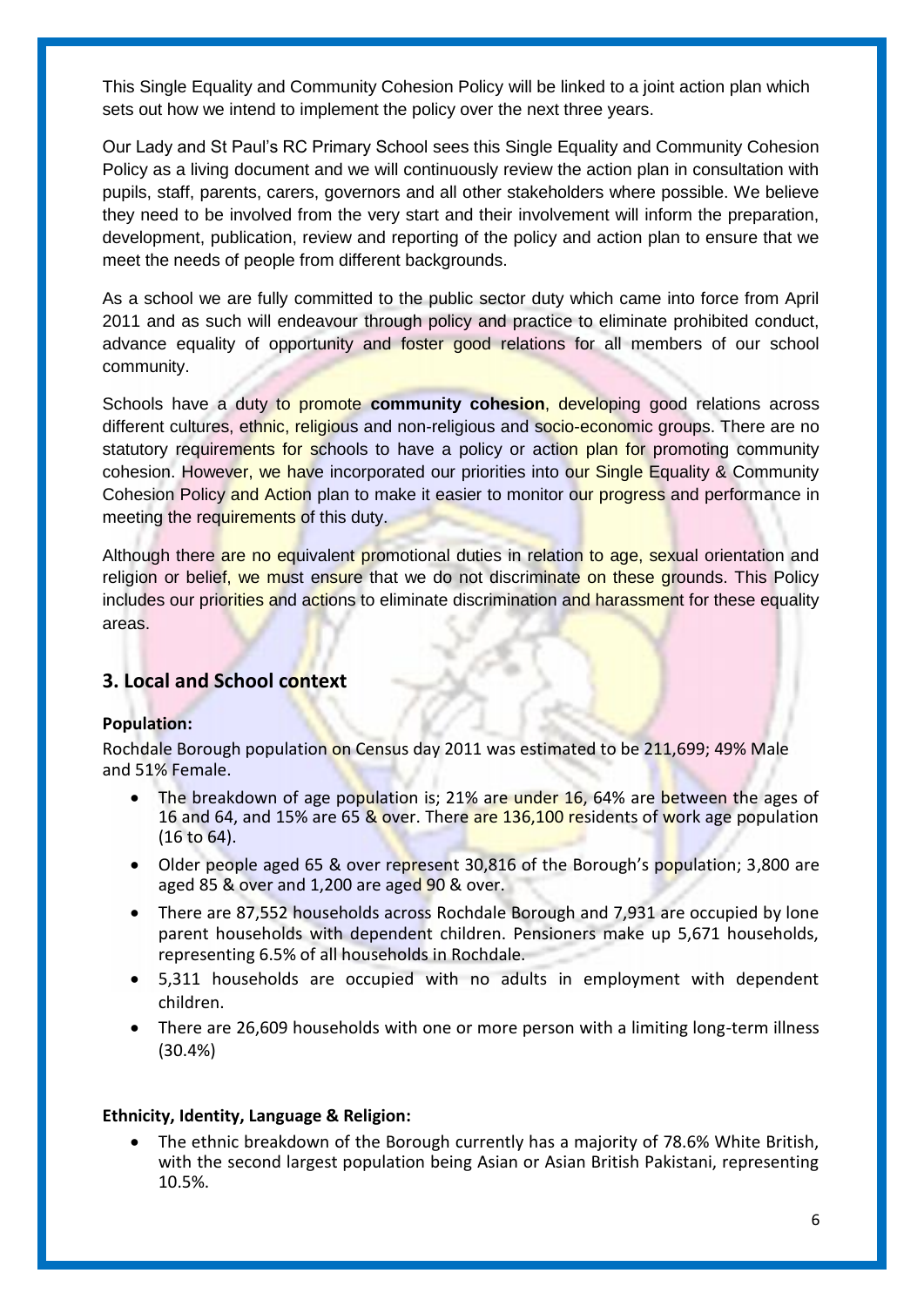This Single Equality and Community Cohesion Policy will be linked to a joint action plan which sets out how we intend to implement the policy over the next three years.

Our Lady and St Paul's RC Primary School sees this Single Equality and Community Cohesion Policy as a living document and we will continuously review the action plan in consultation with pupils, staff, parents, carers, governors and all other stakeholders where possible. We believe they need to be involved from the very start and their involvement will inform the preparation, development, publication, review and reporting of the policy and action plan to ensure that we meet the needs of people from different backgrounds.

As a school we are fully committed to the public sector duty which came into force from April 2011 and as such will endeavour through policy and practice to eliminate prohibited conduct, advance equality of opportunity and foster good relations for all members of our school community.

Schools have a duty to promote **community cohesion**, developing good relations across different cultures, ethnic, religious and non-religious and socio-economic groups. There are no statutory requirements for schools to have a policy or action plan for promoting community cohesion. However, we have incorporated our priorities into our Single Equality & Community Cohesion Policy and Action plan to make it easier to monitor our progress and performance in meeting the requirements of this duty.

Although there are no equivalent promotional duties in relation to age, sexual orientation and religion or belief, we must ensure that we do not discriminate on these grounds. This Policy includes our priorities and actions to eliminate discrimination and harassment for these equality areas.

## 3. Local and School context

**Population:**

Rochdale Borough population on Census day 2011 was estimated to be 211,699; 49% Male and 51% Female.

- The breakdown of age population is; 21% are under 16, 64% are between the ages of 16 and 64, and 15% are 65 & over. There are 136,100 residents of work age population (16 to 64).
- Older people aged 65 & over represent 30,816 of the Borough's population; 3,800 are aged 85 & over and 1,200 are aged 90 & over.
- There are 87,552 households across Rochdale Borough and 7,931 are occupied by lone parent households with dependent children. Pensioners make up 5,671 households, representing 6.5% of all households in Rochdale.
- 5,311 households are occupied with no adults in employment with dependent children.
- There are 26,609 households with one or more person with a limiting long-term illness (30.4%)

**Ethnicity, Identity, Language & Religion:**

- The ethnic breakdown of the Borough currently has a majority of 78.6% White British, with the second largest population being Asian or Asian British Pakistani, representing 10.5%.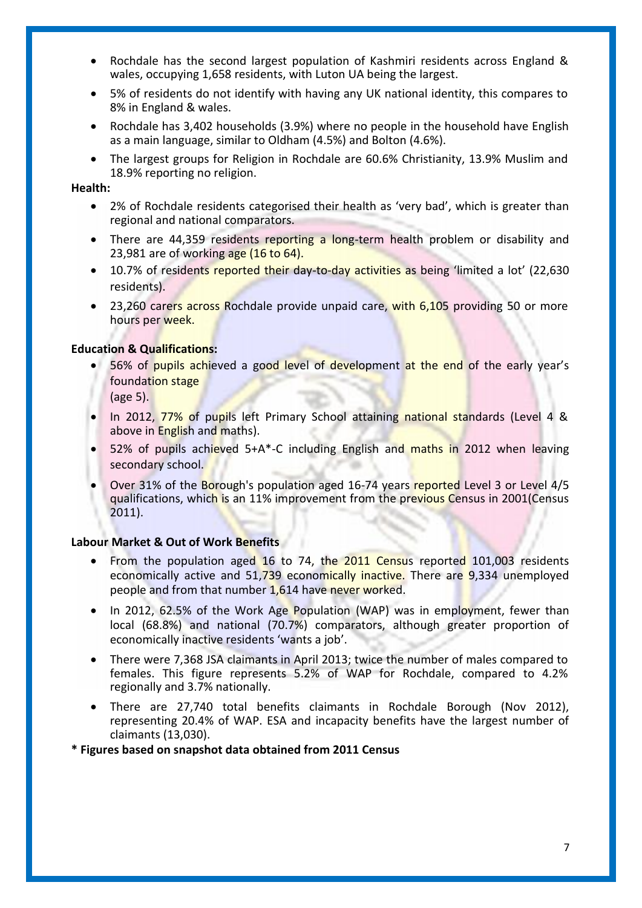- Rochdale has the second largest population of Kashmiri residents across England & wales, occupying 1,658 residents, with Luton UA being the largest.
- 5% of residents do not identify with having any UK national identity, this compares to 8% in England & wales.
- Rochdale has 3,402 households (3.9%) where no people in the household have English as a main language, similar to Oldham (4.5%) and Bolton (4.6%).
- The largest groups for Religion in Rochdale are 60.6% Christianity, 13.9% Muslim and 18.9% reporting no religion.

**Health:**

- 2% of Rochdale residents categorised their health as 'very bad', which is greater than regional and national comparators.
- There are 44,359 residents reporting a long-term health problem or disability and 23,981 are of working age (16 to 64).
- 10.7% of residents reported their day-to-day activities as being 'limited a lot' (22,630 residents).
- 23,260 carers across Rochdale provide unpaid care, with 6,105 providing 50 or more hours per week.

**Education & Qualifications:**

- 56% of pupils achieved a good level of development at the end of the early year's foundation stage
  (age 5).
- In 2012, 77% of pupils left Primary School attaining national standards (Level 4 & above in English and maths).
- 52% of pupils achieved 5+A*-C including English and maths in 2012 when leaving secondary school.
- Over 31% of the Borough's population aged 16-74 years reported Level 3 or Level 4/5 qualifications, which is an 11% improvement from the previous Census in 2001(Census 2011).

**Labour Market & Out of Work Benefits**

- From the population aged 16 to 74, the 2011 Census reported 101,003 residents economically active and 51,739 economically inactive. There are 9,334 unemployed people and from that number 1,614 have never worked.
- In 2012, 62.5% of the Work Age Population (WAP) was in employment, fewer than local (68.8%) and national (70.7%) comparators, although greater proportion of economically inactive residents 'wants a job'.
- There were 7,368 JSA claimants in April 2013; twice the number of males compared to females. This figure represents 5.2% of WAP for Rochdale, compared to 4.2% regionally and 3.7% nationally.
- There are 27,740 total benefits claimants in Rochdale Borough (Nov 2012), representing 20.4% of WAP. ESA and incapacity benefits have the largest number of claimants (13,030).

**\* Figures based on snapshot data obtained from 2011 Census**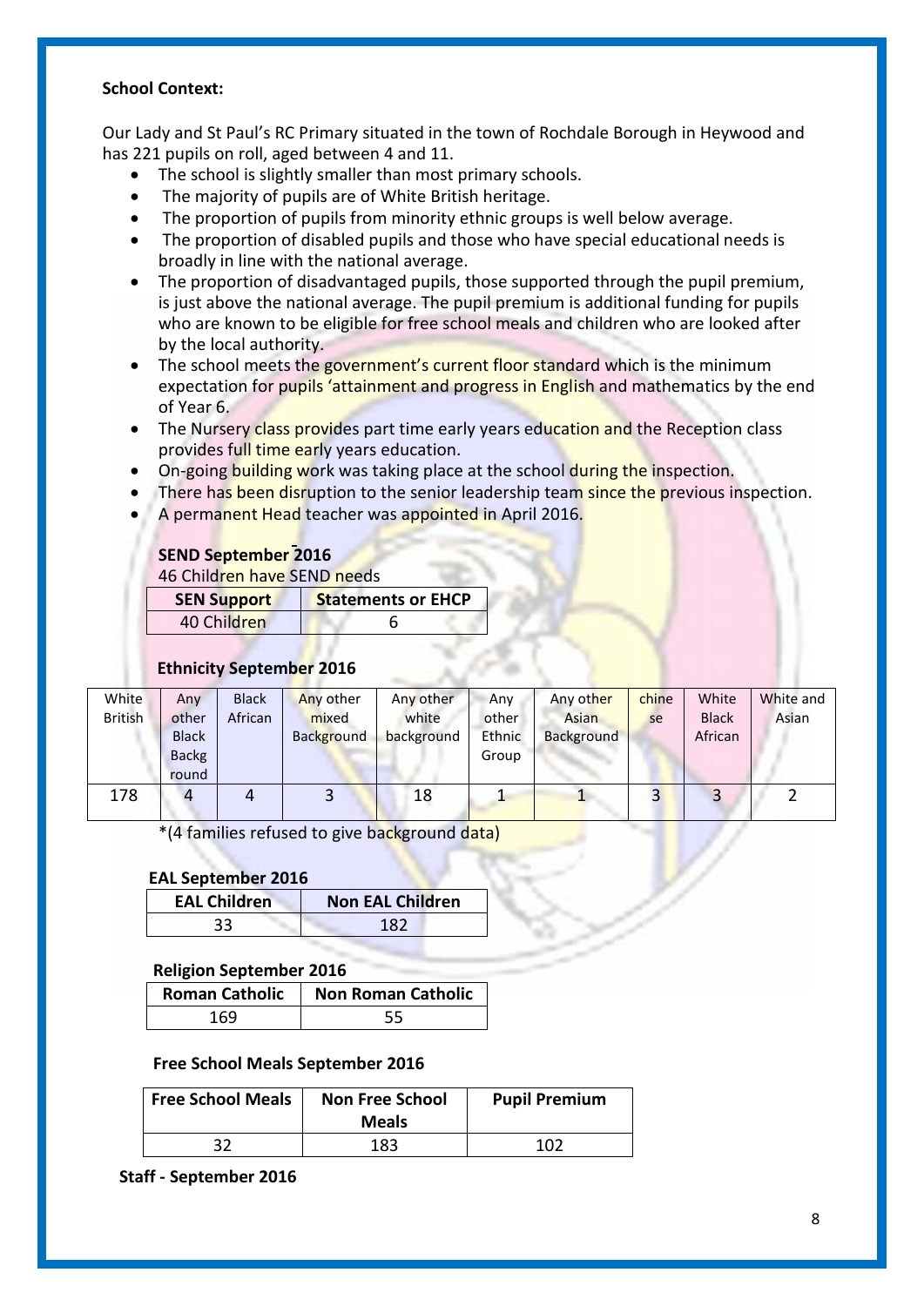**School Context:**

Our Lady and St Paul's RC Primary situated in the town of Rochdale Borough in Heywood and has 221 pupils on roll, aged between 4 and 11.

- The school is slightly smaller than most primary schools.
- The majority of pupils are of White British heritage.
- The proportion of pupils from minority ethnic groups is well below average.
- The proportion of disabled pupils and those who have special educational needs is broadly in line with the national average.
- The proportion of disadvantaged pupils, those supported through the pupil premium, is just above the national average. The pupil premium is additional funding for pupils who are known to be eligible for free school meals and children who are looked after by the local authority.
- The school meets the government's current floor standard which is the minimum expectation for pupils 'attainment and progress in English and mathematics by the end of Year 6.
- The Nursery class provides part time early years education and the Reception class provides full time early years education.
- On-going building work was taking place at the school during the inspection.
- There has been disruption to the senior leadership team since the previous inspection.
- A permanent Head teacher was appointed in April 2016.

**SEND September 2016**

46 Children have SEND needs

| SEN Support | Statements or EHCP |
|---|---|
| 40 Children | 6 |

**Ethnicity September 2016**

| White British | Any other Black Background | Black African | Any other mixed Background | Any other white background | Any other Ethnic Group | Any other Asian Background | chinese | White Black African | White and Asian |
|---|---|---|---|---|---|---|---|---|---|
| 178 | 4 | 4 | 3 | 18 | 1 | 1 | 3 | 3 | 2 |

*(4 families refused to give background data)

**EAL September 2016**

| EAL Children | Non EAL Children |
|---|---|
| 33 | 182 |

**Religion September 2016**

| Roman Catholic | Non Roman Catholic |
|---|---|
| 169 | 55 |

**Free School Meals September 2016**

| Free School Meals | Non Free School Meals | Pupil Premium |
|---|---|---|
| 32 | 183 | 102 |

**Staff - September 2016**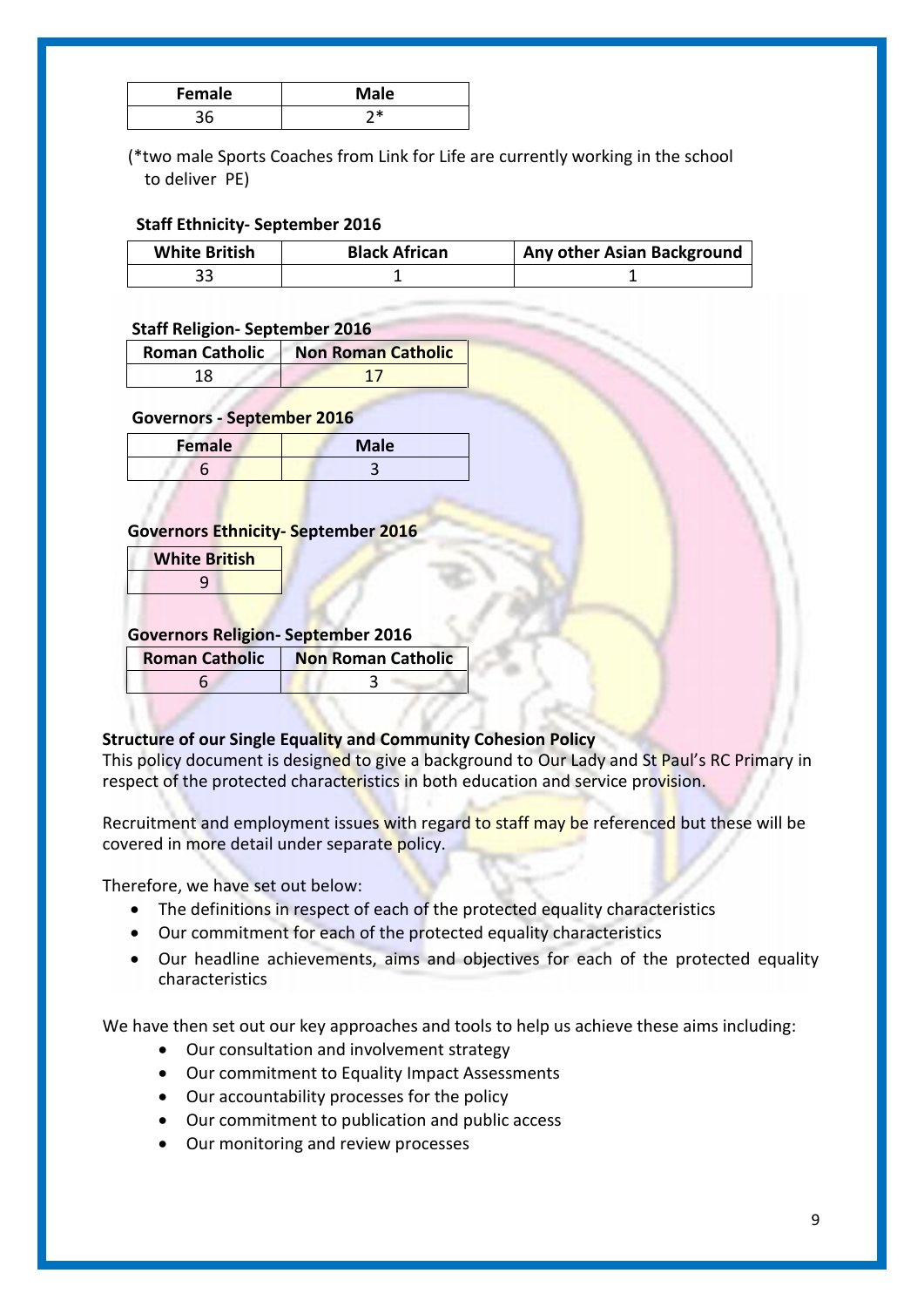| Female | Male |
|---|---|
| 36 | 2* |

(*two male Sports Coaches from Link for Life are currently working in the school to deliver PE)

**Staff Ethnicity- September 2016**

| White British | Black African | Any other Asian Background |
|---|---|---|
| 33 | 1 | 1 |

**Staff Religion- September 2016**

| Roman Catholic | Non Roman Catholic |
|---|---|
| 18 | 17 |

**Governors - September 2016**

| Female | Male |
|---|---|
| 6 | 3 |

**Governors Ethnicity- September 2016**

| White British |
|---|
| 9 |

**Governors Religion- September 2016**

| Roman Catholic | Non Roman Catholic |
|---|---|
| 6 | 3 |

**Structure of our Single Equality and Community Cohesion Policy**

This policy document is designed to give a background to Our Lady and St Paul's RC Primary in respect of the protected characteristics in both education and service provision.

Recruitment and employment issues with regard to staff may be referenced but these will be covered in more detail under separate policy.

Therefore, we have set out below:

- The definitions in respect of each of the protected equality characteristics
- Our commitment for each of the protected equality characteristics
- Our headline achievements, aims and objectives for each of the protected equality characteristics

We have then set out our key approaches and tools to help us achieve these aims including:

- Our consultation and involvement strategy
- Our commitment to Equality Impact Assessments
- Our accountability processes for the policy
- Our commitment to publication and public access
- Our monitoring and review processes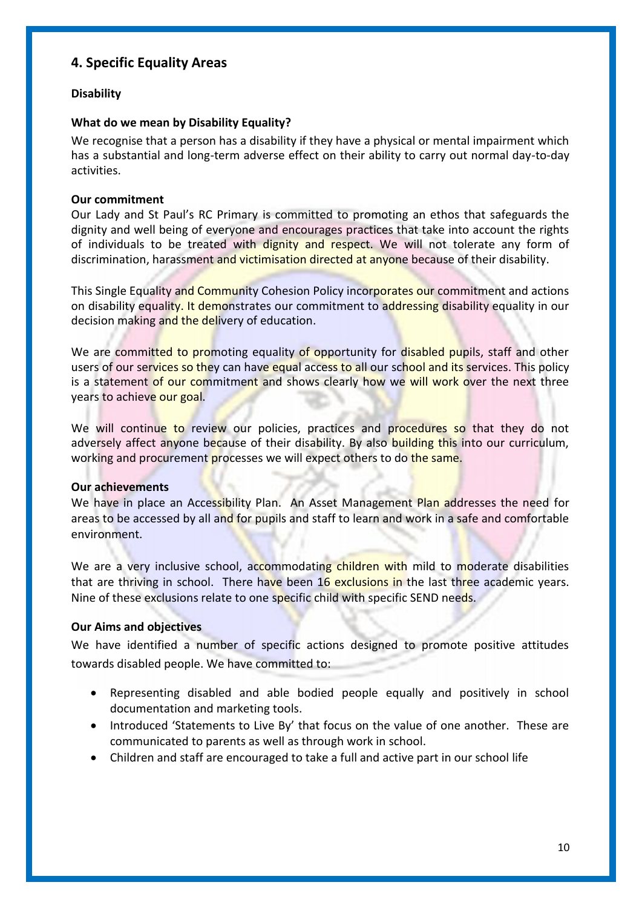## 4. Specific Equality Areas

**Disability**

**What do we mean by Disability Equality?**

We recognise that a person has a disability if they have a physical or mental impairment which has a substantial and long-term adverse effect on their ability to carry out normal day-to-day activities.

**Our commitment**

Our Lady and St Paul's RC Primary is committed to promoting an ethos that safeguards the dignity and well being of everyone and encourages practices that take into account the rights of individuals to be treated with dignity and respect. We will not tolerate any form of discrimination, harassment and victimisation directed at anyone because of their disability.

This Single Equality and Community Cohesion Policy incorporates our commitment and actions on disability equality. It demonstrates our commitment to addressing disability equality in our decision making and the delivery of education.

We are committed to promoting equality of opportunity for disabled pupils, staff and other users of our services so they can have equal access to all our school and its services. This policy is a statement of our commitment and shows clearly how we will work over the next three years to achieve our goal.

We will continue to review our policies, practices and procedures so that they do not adversely affect anyone because of their disability. By also building this into our curriculum, working and procurement processes we will expect others to do the same.

**Our achievements**

We have in place an Accessibility Plan. An Asset Management Plan addresses the need for areas to be accessed by all and for pupils and staff to learn and work in a safe and comfortable environment.

We are a very inclusive school, accommodating children with mild to moderate disabilities that are thriving in school. There have been 16 exclusions in the last three academic years. Nine of these exclusions relate to one specific child with specific SEND needs.

**Our Aims and objectives**

We have identified a number of specific actions designed to promote positive attitudes towards disabled people. We have committed to:

- Representing disabled and able bodied people equally and positively in school documentation and marketing tools.
- Introduced 'Statements to Live By' that focus on the value of one another. These are communicated to parents as well as through work in school.
- Children and staff are encouraged to take a full and active part in our school life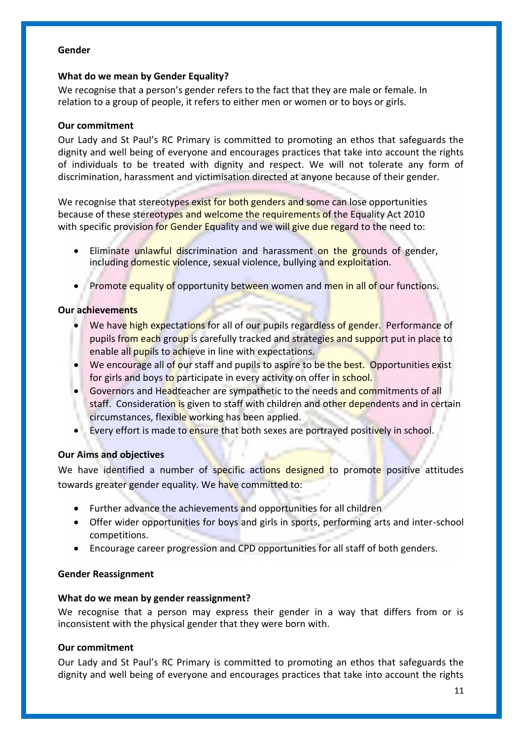## Gender

### What do we mean by Gender Equality?

We recognise that a person's gender refers to the fact that they are male or female. In relation to a group of people, it refers to either men or women or to boys or girls.

### Our commitment

Our Lady and St Paul's RC Primary is committed to promoting an ethos that safeguards the dignity and well being of everyone and encourages practices that take into account the rights of individuals to be treated with dignity and respect. We will not tolerate any form of discrimination, harassment and victimisation directed at anyone because of their gender.

We recognise that stereotypes exist for both genders and some can lose opportunities because of these stereotypes and welcome the requirements of the Equality Act 2010 with specific provision for Gender Equality and we will give due regard to the need to:

- Eliminate unlawful discrimination and harassment on the grounds of gender, including domestic violence, sexual violence, bullying and exploitation.
- Promote equality of opportunity between women and men in all of our functions.

### Our achievements

- We have high expectations for all of our pupils regardless of gender. Performance of pupils from each group is carefully tracked and strategies and support put in place to enable all pupils to achieve in line with expectations.
- We encourage all of our staff and pupils to aspire to be the best. Opportunities exist for girls and boys to participate in every activity on offer in school.
- Governors and Headteacher are sympathetic to the needs and commitments of all staff. Consideration is given to staff with children and other dependents and in certain circumstances, flexible working has been applied.
- Every effort is made to ensure that both sexes are portrayed positively in school.

### Our Aims and objectives

We have identified a number of specific actions designed to promote positive attitudes towards greater gender equality. We have committed to:

- Further advance the achievements and opportunities for all children
- Offer wider opportunities for boys and girls in sports, performing arts and inter-school competitions.
- Encourage career progression and CPD opportunities for all staff of both genders.

## Gender Reassignment

### What do we mean by gender reassignment?

We recognise that a person may express their gender in a way that differs from or is inconsistent with the physical gender that they were born with.

### Our commitment

Our Lady and St Paul's RC Primary is committed to promoting an ethos that safeguards the dignity and well being of everyone and encourages practices that take into account the rights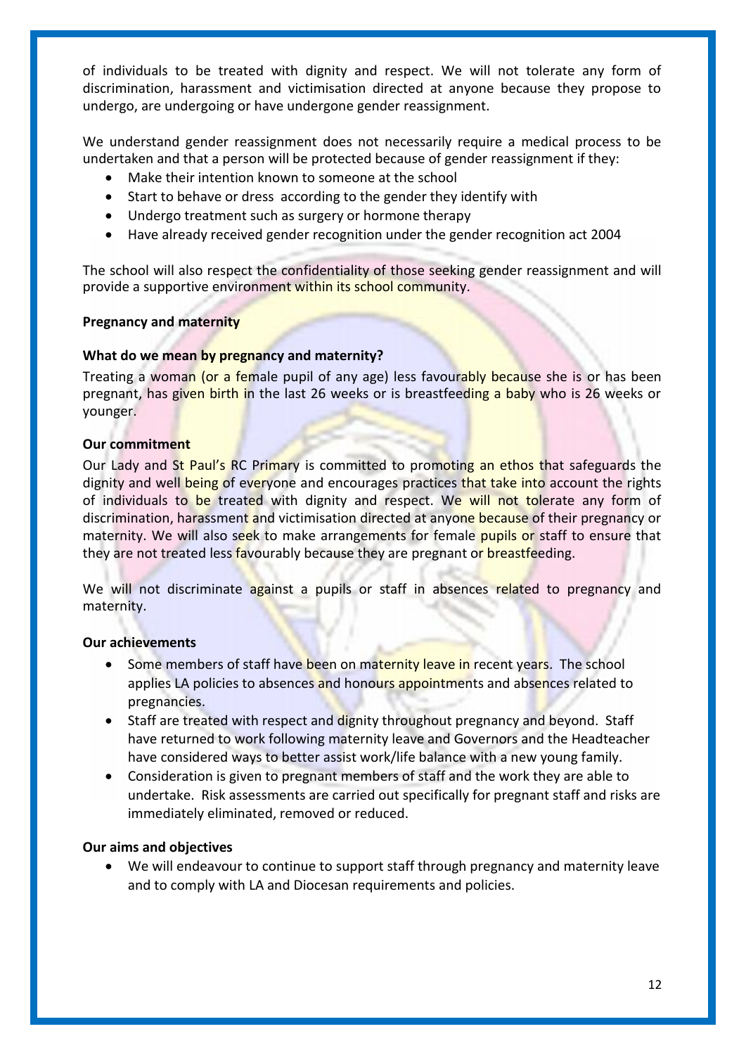of individuals to be treated with dignity and respect. We will not tolerate any form of discrimination, harassment and victimisation directed at anyone because they propose to undergo, are undergoing or have undergone gender reassignment.

We understand gender reassignment does not necessarily require a medical process to be undertaken and that a person will be protected because of gender reassignment if they:

- Make their intention known to someone at the school
- Start to behave or dress according to the gender they identify with
- Undergo treatment such as surgery or hormone therapy
- Have already received gender recognition under the gender recognition act 2004

The school will also respect the confidentiality of those seeking gender reassignment and will provide a supportive environment within its school community.

**Pregnancy and maternity**

**What do we mean by pregnancy and maternity?**

Treating a woman (or a female pupil of any age) less favourably because she is or has been pregnant, has given birth in the last 26 weeks or is breastfeeding a baby who is 26 weeks or younger.

**Our commitment**

Our Lady and St Paul's RC Primary is committed to promoting an ethos that safeguards the dignity and well being of everyone and encourages practices that take into account the rights of individuals to be treated with dignity and respect. We will not tolerate any form of discrimination, harassment and victimisation directed at anyone because of their pregnancy or maternity. We will also seek to make arrangements for female pupils or staff to ensure that they are not treated less favourably because they are pregnant or breastfeeding.

We will not discriminate against a pupils or staff in absences related to pregnancy and maternity.

**Our achievements**

- Some members of staff have been on maternity leave in recent years. The school applies LA policies to absences and honours appointments and absences related to pregnancies.
- Staff are treated with respect and dignity throughout pregnancy and beyond. Staff have returned to work following maternity leave and Governors and the Headteacher have considered ways to better assist work/life balance with a new young family.
- Consideration is given to pregnant members of staff and the work they are able to undertake. Risk assessments are carried out specifically for pregnant staff and risks are immediately eliminated, removed or reduced.

**Our aims and objectives**

- We will endeavour to continue to support staff through pregnancy and maternity leave and to comply with LA and Diocesan requirements and policies.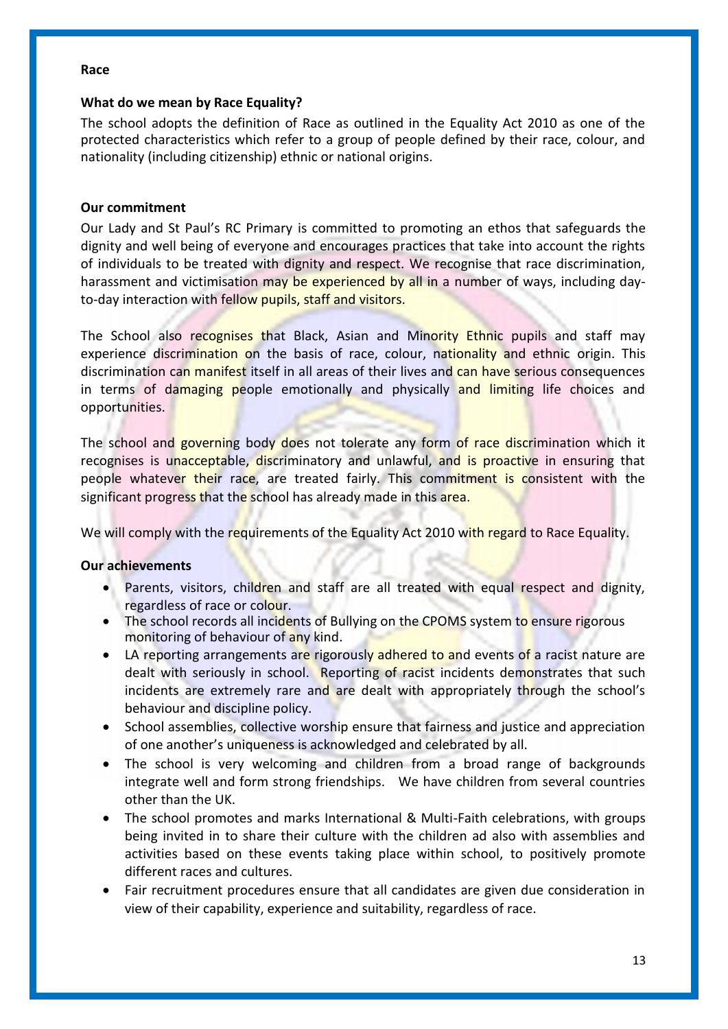**Race**

**What do we mean by Race Equality?**

The school adopts the definition of Race as outlined in the Equality Act 2010 as one of the protected characteristics which refer to a group of people defined by their race, colour, and nationality (including citizenship) ethnic or national origins.

**Our commitment**

Our Lady and St Paul's RC Primary is committed to promoting an ethos that safeguards the dignity and well being of everyone and encourages practices that take into account the rights of individuals to be treated with dignity and respect. We recognise that race discrimination, harassment and victimisation may be experienced by all in a number of ways, including day-to-day interaction with fellow pupils, staff and visitors.

The School also recognises that Black, Asian and Minority Ethnic pupils and staff may experience discrimination on the basis of race, colour, nationality and ethnic origin. This discrimination can manifest itself in all areas of their lives and can have serious consequences in terms of damaging people emotionally and physically and limiting life choices and opportunities.

The school and governing body does not tolerate any form of race discrimination which it recognises is unacceptable, discriminatory and unlawful, and is proactive in ensuring that people whatever their race, are treated fairly. This commitment is consistent with the significant progress that the school has already made in this area.

We will comply with the requirements of the Equality Act 2010 with regard to Race Equality.

**Our achievements**

- Parents, visitors, children and staff are all treated with equal respect and dignity, regardless of race or colour.
- The school records all incidents of Bullying on the CPOMS system to ensure rigorous monitoring of behaviour of any kind.
- LA reporting arrangements are rigorously adhered to and events of a racist nature are dealt with seriously in school. Reporting of racist incidents demonstrates that such incidents are extremely rare and are dealt with appropriately through the school's behaviour and discipline policy.
- School assemblies, collective worship ensure that fairness and justice and appreciation of one another's uniqueness is acknowledged and celebrated by all.
- The school is very welcoming and children from a broad range of backgrounds integrate well and form strong friendships. We have children from several countries other than the UK.
- The school promotes and marks International & Multi-Faith celebrations, with groups being invited in to share their culture with the children ad also with assemblies and activities based on these events taking place within school, to positively promote different races and cultures.
- Fair recruitment procedures ensure that all candidates are given due consideration in view of their capability, experience and suitability, regardless of race.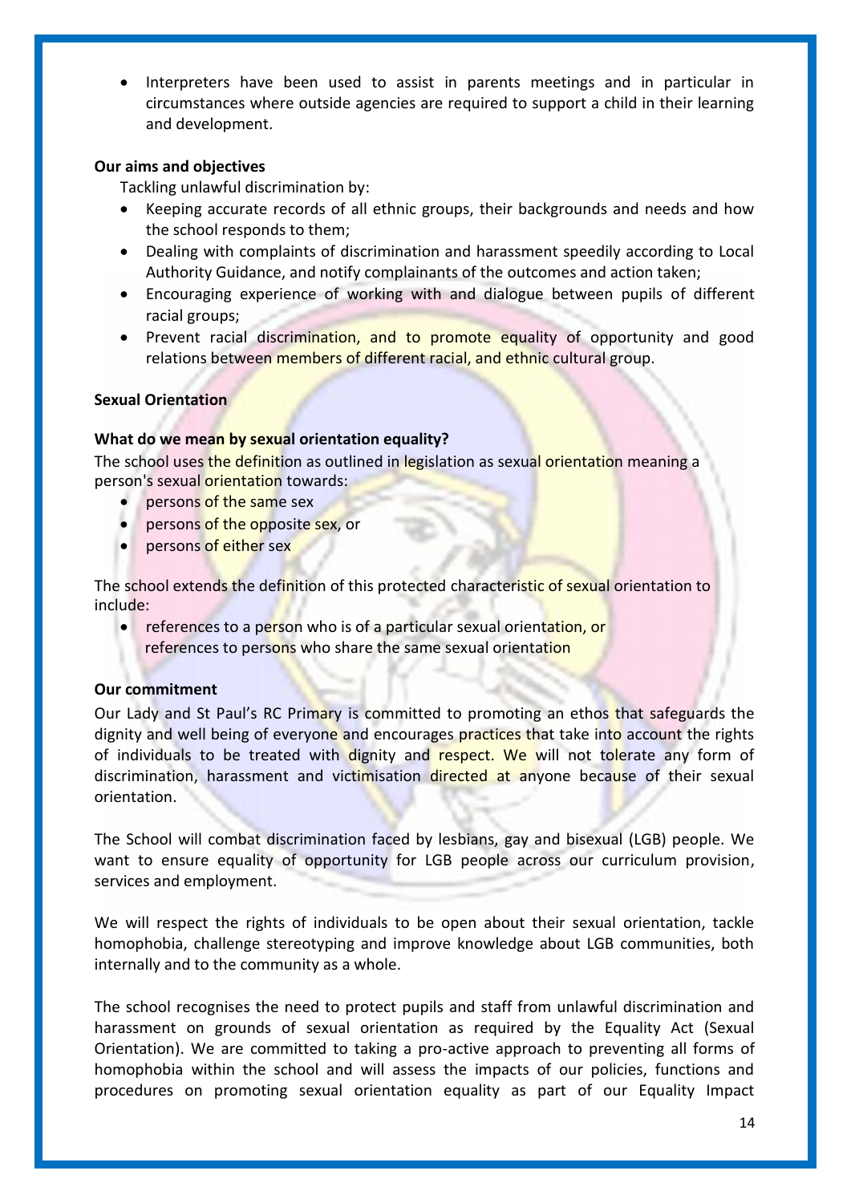- Interpreters have been used to assist in parents meetings and in particular in circumstances where outside agencies are required to support a child in their learning and development.

**Our aims and objectives**

Tackling unlawful discrimination by:

- Keeping accurate records of all ethnic groups, their backgrounds and needs and how the school responds to them;
- Dealing with complaints of discrimination and harassment speedily according to Local Authority Guidance, and notify complainants of the outcomes and action taken;
- Encouraging experience of working with and dialogue between pupils of different racial groups;
- Prevent racial discrimination, and to promote equality of opportunity and good relations between members of different racial, and ethnic cultural group.

**Sexual Orientation**

**What do we mean by sexual orientation equality?**

The school uses the definition as outlined in legislation as sexual orientation meaning a person's sexual orientation towards:

- persons of the same sex
- persons of the opposite sex, or
- persons of either sex

The school extends the definition of this protected characteristic of sexual orientation to include:

- references to a person who is of a particular sexual orientation, or references to persons who share the same sexual orientation

**Our commitment**

Our Lady and St Paul's RC Primary is committed to promoting an ethos that safeguards the dignity and well being of everyone and encourages practices that take into account the rights of individuals to be treated with dignity and respect. We will not tolerate any form of discrimination, harassment and victimisation directed at anyone because of their sexual orientation.

The School will combat discrimination faced by lesbians, gay and bisexual (LGB) people. We want to ensure equality of opportunity for LGB people across our curriculum provision, services and employment.

We will respect the rights of individuals to be open about their sexual orientation, tackle homophobia, challenge stereotyping and improve knowledge about LGB communities, both internally and to the community as a whole.

The school recognises the need to protect pupils and staff from unlawful discrimination and harassment on grounds of sexual orientation as required by the Equality Act (Sexual Orientation). We are committed to taking a pro-active approach to preventing all forms of homophobia within the school and will assess the impacts of our policies, functions and procedures on promoting sexual orientation equality as part of our Equality Impact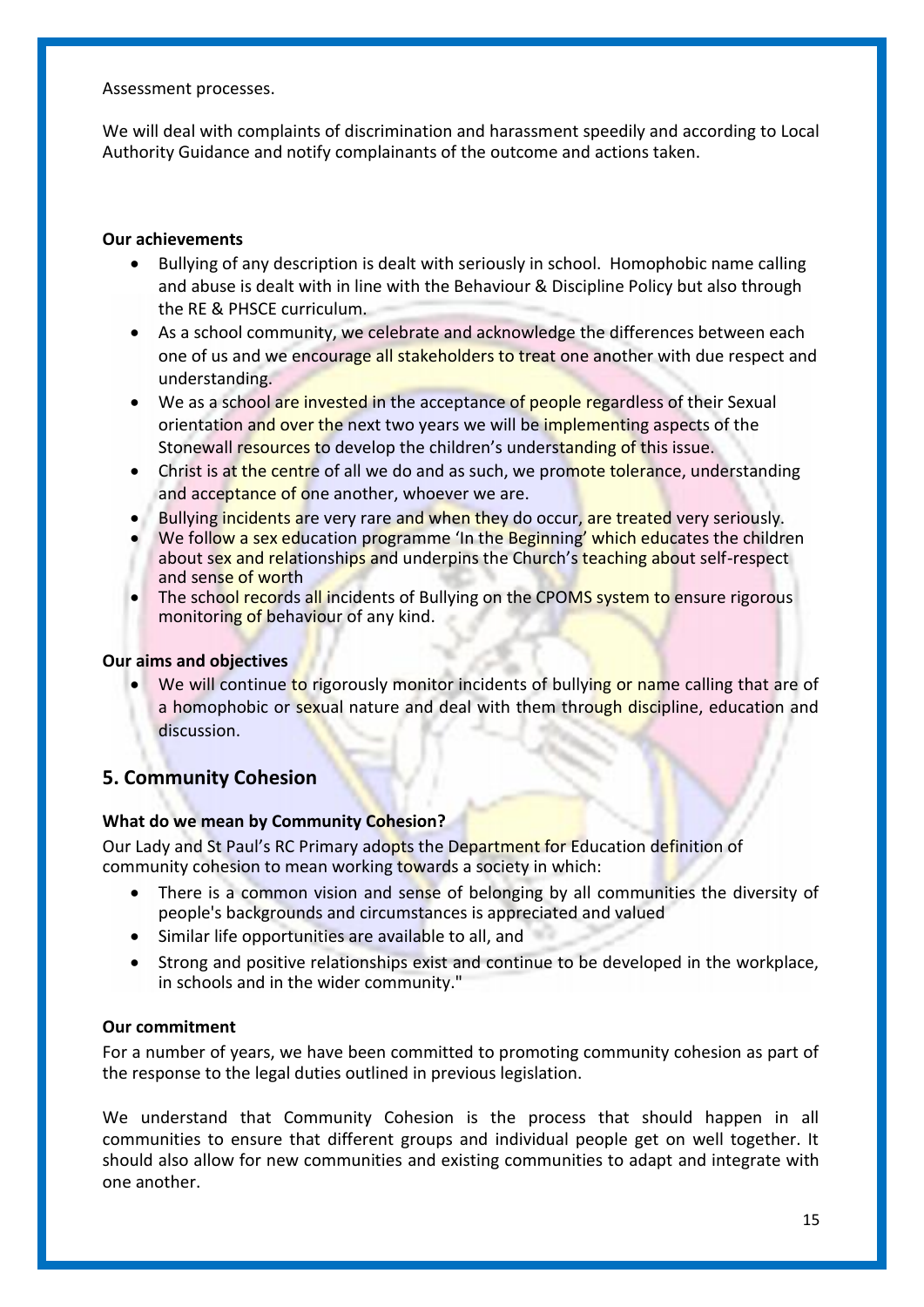Assessment processes.

We will deal with complaints of discrimination and harassment speedily and according to Local Authority Guidance and notify complainants of the outcome and actions taken.

**Our achievements**

- Bullying of any description is dealt with seriously in school. Homophobic name calling and abuse is dealt with in line with the Behaviour & Discipline Policy but also through the RE & PHSCE curriculum.
- As a school community, we celebrate and acknowledge the differences between each one of us and we encourage all stakeholders to treat one another with due respect and understanding.
- We as a school are invested in the acceptance of people regardless of their Sexual orientation and over the next two years we will be implementing aspects of the Stonewall resources to develop the children's understanding of this issue.
- Christ is at the centre of all we do and as such, we promote tolerance, understanding and acceptance of one another, whoever we are.
- Bullying incidents are very rare and when they do occur, are treated very seriously.
- We follow a sex education programme 'In the Beginning' which educates the children about sex and relationships and underpins the Church's teaching about self-respect and sense of worth
- The school records all incidents of Bullying on the CPOMS system to ensure rigorous monitoring of behaviour of any kind.

**Our aims and objectives**

- We will continue to rigorously monitor incidents of bullying or name calling that are of a homophobic or sexual nature and deal with them through discipline, education and discussion.

## 5. Community Cohesion

**What do we mean by Community Cohesion?**

Our Lady and St Paul's RC Primary adopts the Department for Education definition of community cohesion to mean working towards a society in which:

- There is a common vision and sense of belonging by all communities the diversity of people's backgrounds and circumstances is appreciated and valued
- Similar life opportunities are available to all, and
- Strong and positive relationships exist and continue to be developed in the workplace, in schools and in the wider community."

**Our commitment**

For a number of years, we have been committed to promoting community cohesion as part of the response to the legal duties outlined in previous legislation.

We understand that Community Cohesion is the process that should happen in all communities to ensure that different groups and individual people get on well together. It should also allow for new communities and existing communities to adapt and integrate with one another.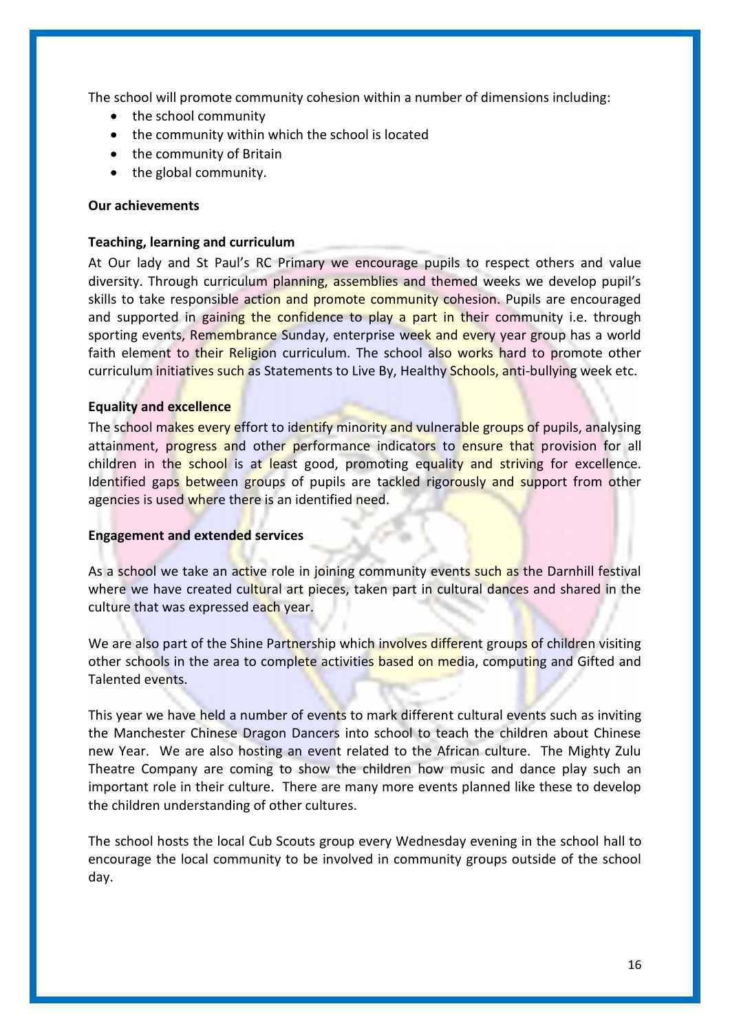The school will promote community cohesion within a number of dimensions including:

- the school community
- the community within which the school is located
- the community of Britain
- the global community.

**Our achievements**

**Teaching, learning and curriculum**

At Our lady and St Paul's RC Primary we encourage pupils to respect others and value diversity. Through curriculum planning, assemblies and themed weeks we develop pupil's skills to take responsible action and promote community cohesion. Pupils are encouraged and supported in gaining the confidence to play a part in their community i.e. through sporting events, Remembrance Sunday, enterprise week and every year group has a world faith element to their Religion curriculum. The school also works hard to promote other curriculum initiatives such as Statements to Live By, Healthy Schools, anti-bullying week etc.

**Equality and excellence**

The school makes every effort to identify minority and vulnerable groups of pupils, analysing attainment, progress and other performance indicators to ensure that provision for all children in the school is at least good, promoting equality and striving for excellence. Identified gaps between groups of pupils are tackled rigorously and support from other agencies is used where there is an identified need.

**Engagement and extended services**

As a school we take an active role in joining community events such as the Darnhill festival where we have created cultural art pieces, taken part in cultural dances and shared in the culture that was expressed each year.

We are also part of the Shine Partnership which involves different groups of children visiting other schools in the area to complete activities based on media, computing and Gifted and Talented events.

This year we have held a number of events to mark different cultural events such as inviting the Manchester Chinese Dragon Dancers into school to teach the children about Chinese new Year. We are also hosting an event related to the African culture. The Mighty Zulu Theatre Company are coming to show the children how music and dance play such an important role in their culture. There are many more events planned like these to develop the children understanding of other cultures.

The school hosts the local Cub Scouts group every Wednesday evening in the school hall to encourage the local community to be involved in community groups outside of the school day.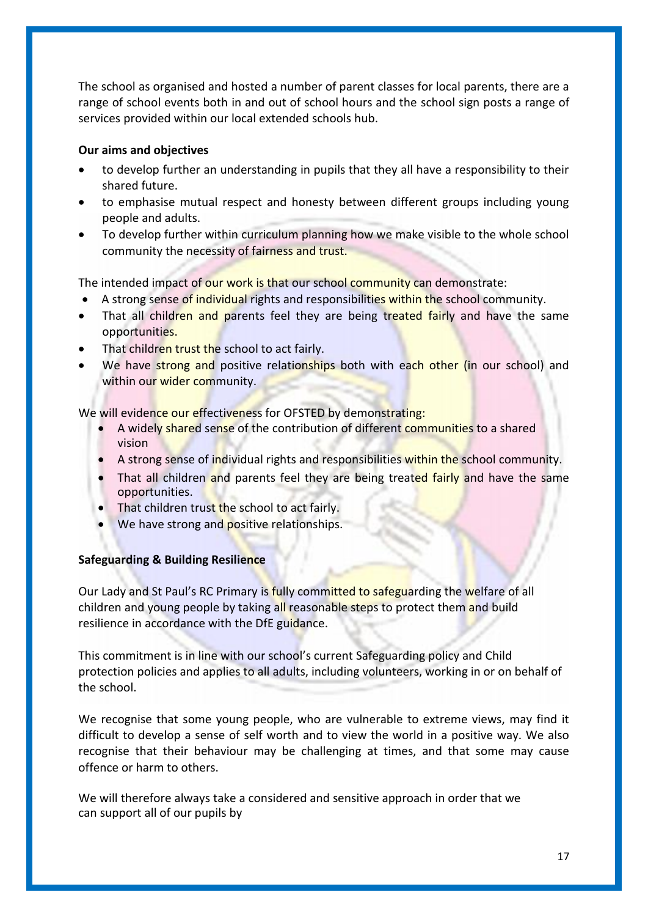The school as organised and hosted a number of parent classes for local parents, there are a range of school events both in and out of school hours and the school sign posts a range of services provided within our local extended schools hub.

**Our aims and objectives**

- to develop further an understanding in pupils that they all have a responsibility to their shared future.
- to emphasise mutual respect and honesty between different groups including young people and adults.
- To develop further within curriculum planning how we make visible to the whole school community the necessity of fairness and trust.

The intended impact of our work is that our school community can demonstrate:

- A strong sense of individual rights and responsibilities within the school community.
- That all children and parents feel they are being treated fairly and have the same opportunities.
- That children trust the school to act fairly.
- We have strong and positive relationships both with each other (in our school) and within our wider community.

We will evidence our effectiveness for OFSTED by demonstrating:

- A widely shared sense of the contribution of different communities to a shared vision
- A strong sense of individual rights and responsibilities within the school community.
- That all children and parents feel they are being treated fairly and have the same opportunities.
- That children trust the school to act fairly.
- We have strong and positive relationships.

**Safeguarding & Building Resilience**

Our Lady and St Paul's RC Primary is fully committed to safeguarding the welfare of all children and young people by taking all reasonable steps to protect them and build resilience in accordance with the DfE guidance.

This commitment is in line with our school's current Safeguarding policy and Child protection policies and applies to all adults, including volunteers, working in or on behalf of the school.

We recognise that some young people, who are vulnerable to extreme views, may find it difficult to develop a sense of self worth and to view the world in a positive way. We also recognise that their behaviour may be challenging at times, and that some may cause offence or harm to others.

We will therefore always take a considered and sensitive approach in order that we can support all of our pupils by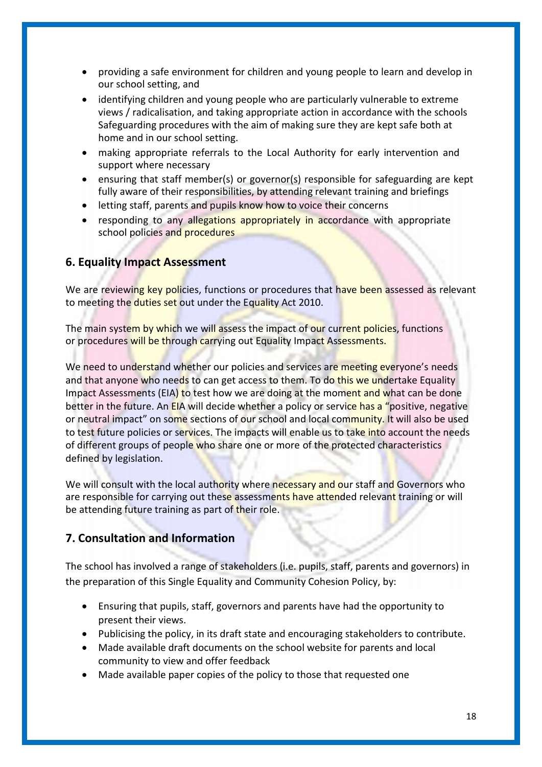- providing a safe environment for children and young people to learn and develop in our school setting, and
- identifying children and young people who are particularly vulnerable to extreme views / radicalisation, and taking appropriate action in accordance with the schools Safeguarding procedures with the aim of making sure they are kept safe both at home and in our school setting.
- making appropriate referrals to the Local Authority for early intervention and support where necessary
- ensuring that staff member(s) or governor(s) responsible for safeguarding are kept fully aware of their responsibilities, by attending relevant training and briefings
- letting staff, parents and pupils know how to voice their concerns
- responding to any allegations appropriately in accordance with appropriate school policies and procedures

## 6. Equality Impact Assessment

We are reviewing key policies, functions or procedures that have been assessed as relevant to meeting the duties set out under the Equality Act 2010.

The main system by which we will assess the impact of our current policies, functions or procedures will be through carrying out Equality Impact Assessments.

We need to understand whether our policies and services are meeting everyone's needs and that anyone who needs to can get access to them. To do this we undertake Equality Impact Assessments (EIA) to test how we are doing at the moment and what can be done better in the future. An EIA will decide whether a policy or service has a "positive, negative or neutral impact" on some sections of our school and local community. It will also be used to test future policies or services. The impacts will enable us to take into account the needs of different groups of people who share one or more of the protected characteristics defined by legislation.

We will consult with the local authority where necessary and our staff and Governors who are responsible for carrying out these assessments have attended relevant training or will be attending future training as part of their role.

## 7. Consultation and Information

The school has involved a range of stakeholders (i.e. pupils, staff, parents and governors) in the preparation of this Single Equality and Community Cohesion Policy, by:

- Ensuring that pupils, staff, governors and parents have had the opportunity to present their views.
- Publicising the policy, in its draft state and encouraging stakeholders to contribute.
- Made available draft documents on the school website for parents and local community to view and offer feedback
- Made available paper copies of the policy to those that requested one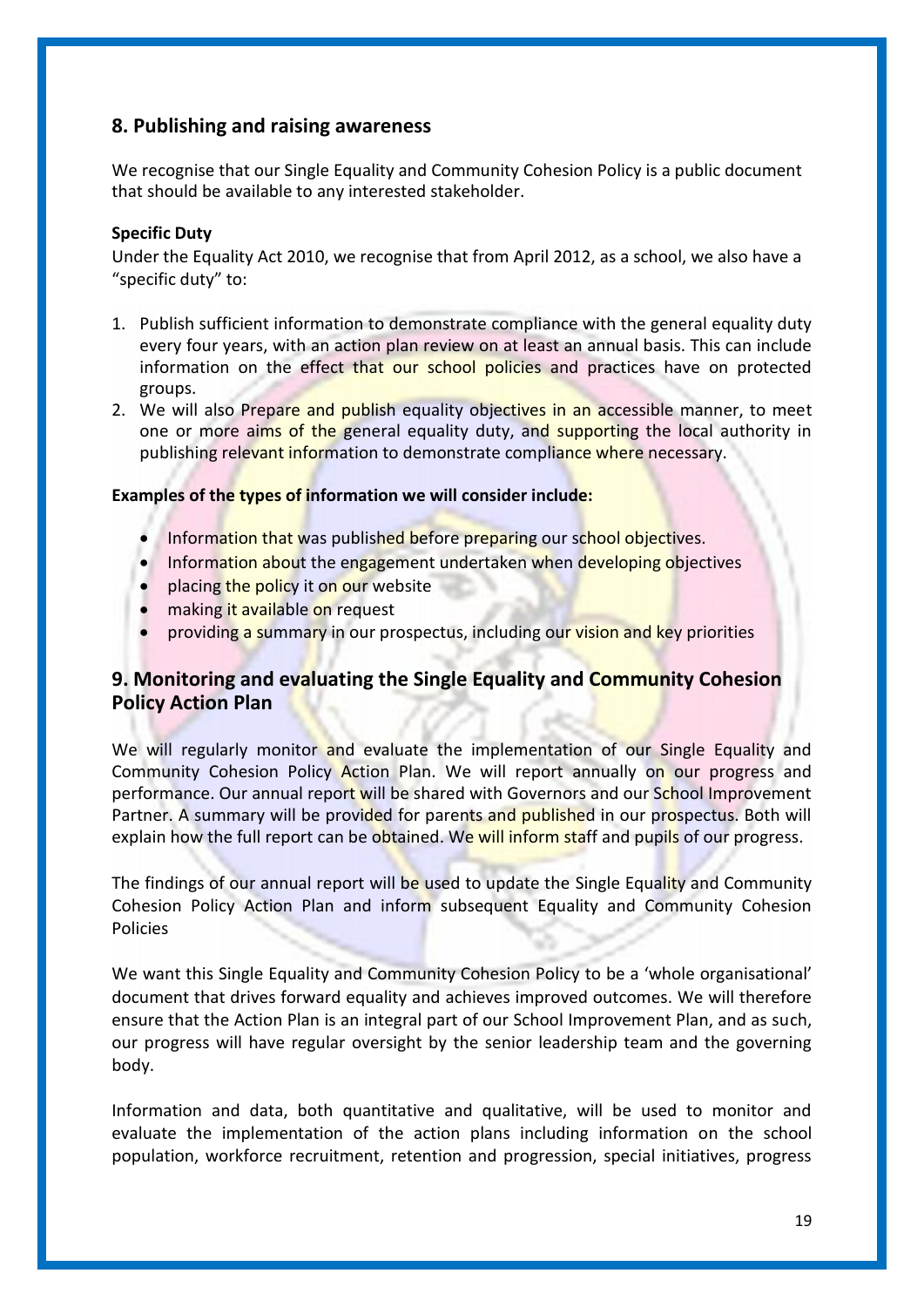## 8. Publishing and raising awareness

We recognise that our Single Equality and Community Cohesion Policy is a public document that should be available to any interested stakeholder.

**Specific Duty**

Under the Equality Act 2010, we recognise that from April 2012, as a school, we also have a "specific duty" to:

1. Publish sufficient information to demonstrate compliance with the general equality duty every four years, with an action plan review on at least an annual basis. This can include information on the effect that our school policies and practices have on protected groups.
2. We will also Prepare and publish equality objectives in an accessible manner, to meet one or more aims of the general equality duty, and supporting the local authority in publishing relevant information to demonstrate compliance where necessary.

**Examples of the types of information we will consider include:**

- Information that was published before preparing our school objectives.
- Information about the engagement undertaken when developing objectives
- placing the policy it on our website
- making it available on request
- providing a summary in our prospectus, including our vision and key priorities

## 9. Monitoring and evaluating the Single Equality and Community Cohesion Policy Action Plan

We will regularly monitor and evaluate the implementation of our Single Equality and Community Cohesion Policy Action Plan. We will report annually on our progress and performance. Our annual report will be shared with Governors and our School Improvement Partner. A summary will be provided for parents and published in our prospectus. Both will explain how the full report can be obtained. We will inform staff and pupils of our progress.

The findings of our annual report will be used to update the Single Equality and Community Cohesion Policy Action Plan and inform subsequent Equality and Community Cohesion Policies

We want this Single Equality and Community Cohesion Policy to be a 'whole organisational' document that drives forward equality and achieves improved outcomes. We will therefore ensure that the Action Plan is an integral part of our School Improvement Plan, and as such, our progress will have regular oversight by the senior leadership team and the governing body.

Information and data, both quantitative and qualitative, will be used to monitor and evaluate the implementation of the action plans including information on the school population, workforce recruitment, retention and progression, special initiatives, progress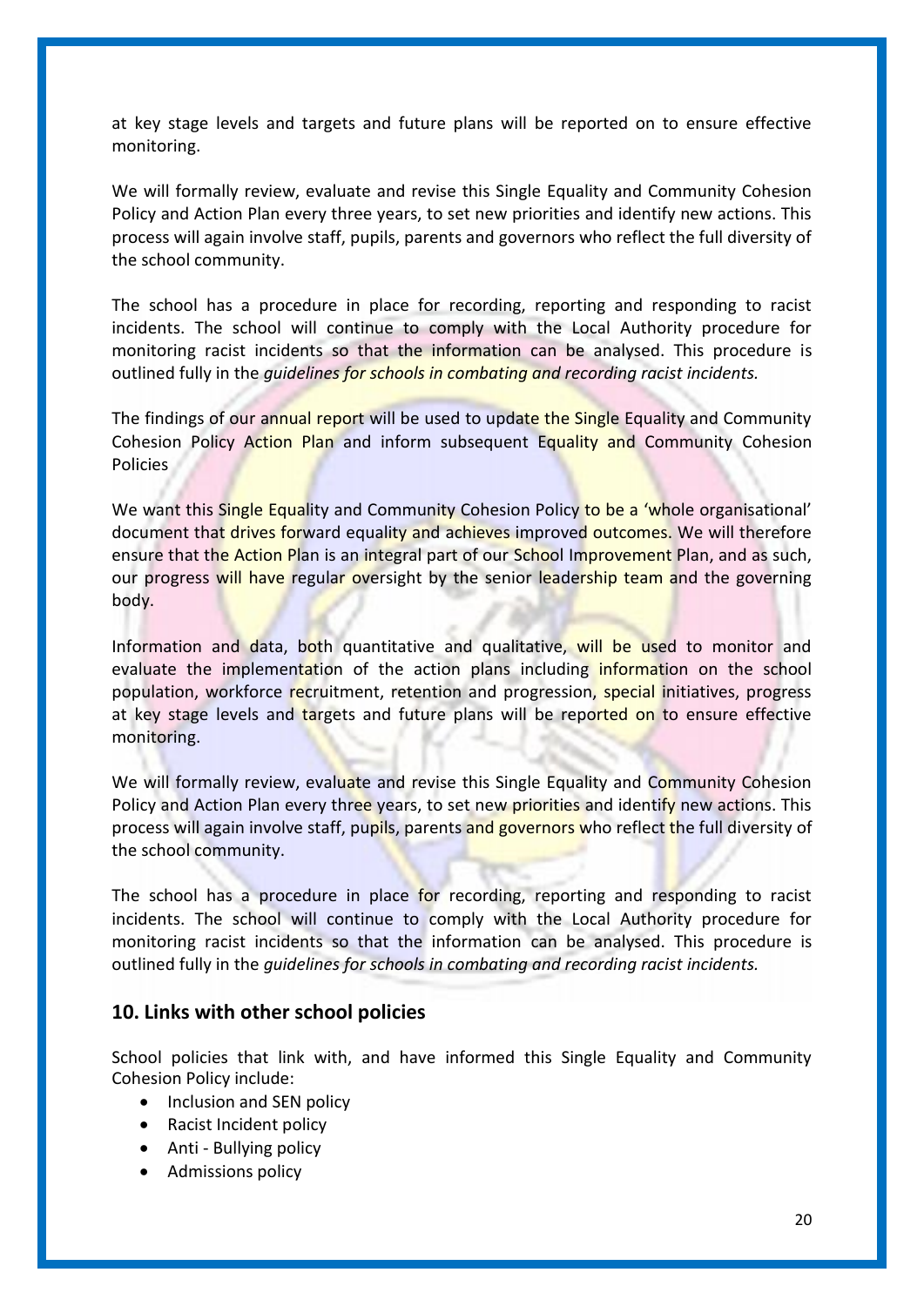at key stage levels and targets and future plans will be reported on to ensure effective monitoring.

We will formally review, evaluate and revise this Single Equality and Community Cohesion Policy and Action Plan every three years, to set new priorities and identify new actions. This process will again involve staff, pupils, parents and governors who reflect the full diversity of the school community.

The school has a procedure in place for recording, reporting and responding to racist incidents. The school will continue to comply with the Local Authority procedure for monitoring racist incidents so that the information can be analysed. This procedure is outlined fully in the *guidelines for schools in combating and recording racist incidents.*

The findings of our annual report will be used to update the Single Equality and Community Cohesion Policy Action Plan and inform subsequent Equality and Community Cohesion Policies

We want this Single Equality and Community Cohesion Policy to be a 'whole organisational' document that drives forward equality and achieves improved outcomes. We will therefore ensure that the Action Plan is an integral part of our School Improvement Plan, and as such, our progress will have regular oversight by the senior leadership team and the governing body.

Information and data, both quantitative and qualitative, will be used to monitor and evaluate the implementation of the action plans including information on the school population, workforce recruitment, retention and progression, special initiatives, progress at key stage levels and targets and future plans will be reported on to ensure effective monitoring.

We will formally review, evaluate and revise this Single Equality and Community Cohesion Policy and Action Plan every three years, to set new priorities and identify new actions. This process will again involve staff, pupils, parents and governors who reflect the full diversity of the school community.

The school has a procedure in place for recording, reporting and responding to racist incidents. The school will continue to comply with the Local Authority procedure for monitoring racist incidents so that the information can be analysed. This procedure is outlined fully in the *guidelines for schools in combating and recording racist incidents.*

## 10. Links with other school policies

School policies that link with, and have informed this Single Equality and Community Cohesion Policy include:

- Inclusion and SEN policy
- Racist Incident policy
- Anti - Bullying policy
- Admissions policy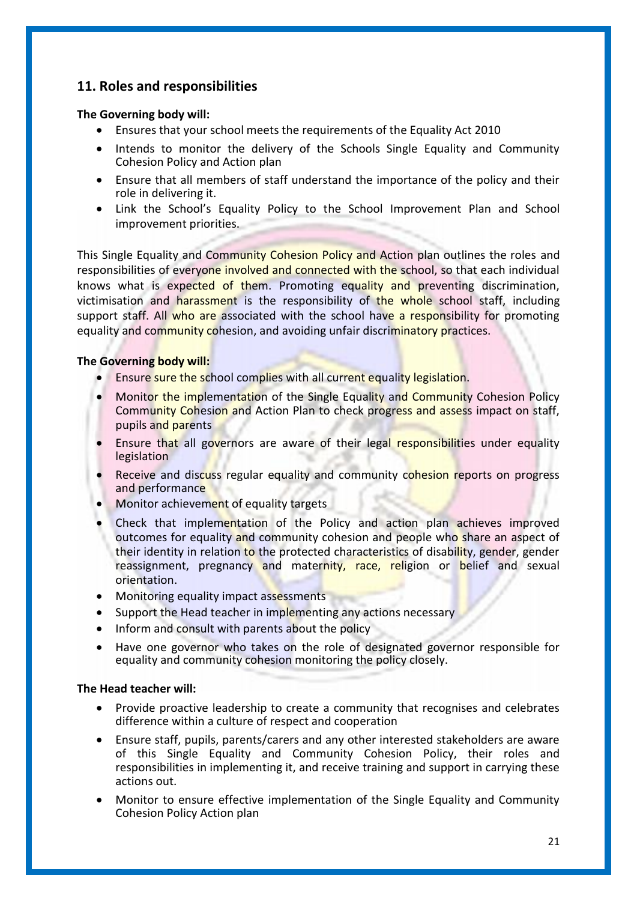## 11. Roles and responsibilities

**The Governing body will:**

- Ensures that your school meets the requirements of the Equality Act 2010
- Intends to monitor the delivery of the Schools Single Equality and Community Cohesion Policy and Action plan
- Ensure that all members of staff understand the importance of the policy and their role in delivering it.
- Link the School's Equality Policy to the School Improvement Plan and School improvement priorities.

This Single Equality and Community Cohesion Policy and Action plan outlines the roles and responsibilities of everyone involved and connected with the school, so that each individual knows what is expected of them. Promoting equality and preventing discrimination, victimisation and harassment is the responsibility of the whole school staff, including support staff. All who are associated with the school have a responsibility for promoting equality and community cohesion, and avoiding unfair discriminatory practices.

**The Governing body will:**

- Ensure sure the school complies with all current equality legislation.
- Monitor the implementation of the Single Equality and Community Cohesion Policy Community Cohesion and Action Plan to check progress and assess impact on staff, pupils and parents
- Ensure that all governors are aware of their legal responsibilities under equality legislation
- Receive and discuss regular equality and community cohesion reports on progress and performance
- Monitor achievement of equality targets
- Check that implementation of the Policy and action plan achieves improved outcomes for equality and community cohesion and people who share an aspect of their identity in relation to the protected characteristics of disability, gender, gender reassignment, pregnancy and maternity, race, religion or belief and sexual orientation.
- Monitoring equality impact assessments
- Support the Head teacher in implementing any actions necessary
- Inform and consult with parents about the policy
- Have one governor who takes on the role of designated governor responsible for equality and community cohesion monitoring the policy closely.

**The Head teacher will:**

- Provide proactive leadership to create a community that recognises and celebrates difference within a culture of respect and cooperation
- Ensure staff, pupils, parents/carers and any other interested stakeholders are aware of this Single Equality and Community Cohesion Policy, their roles and responsibilities in implementing it, and receive training and support in carrying these actions out.
- Monitor to ensure effective implementation of the Single Equality and Community Cohesion Policy Action plan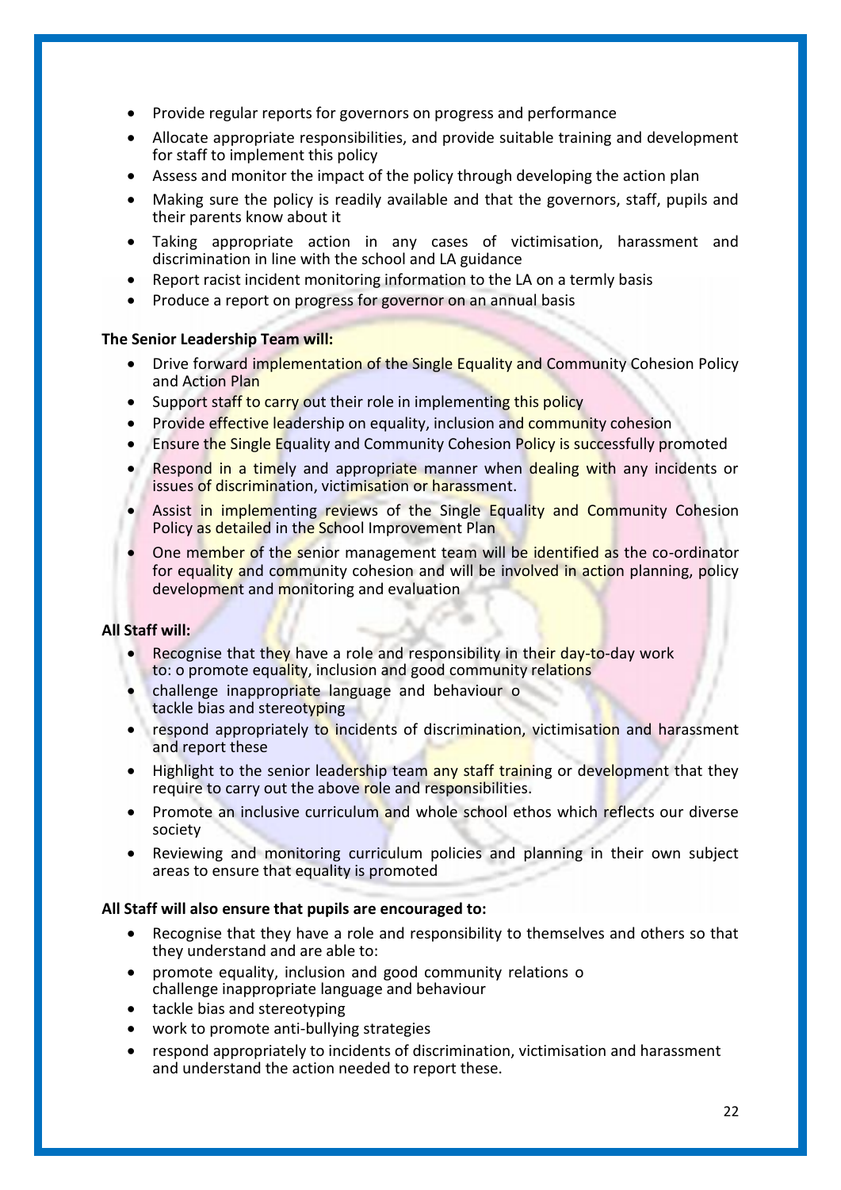- Provide regular reports for governors on progress and performance
- Allocate appropriate responsibilities, and provide suitable training and development for staff to implement this policy
- Assess and monitor the impact of the policy through developing the action plan
- Making sure the policy is readily available and that the governors, staff, pupils and their parents know about it
- Taking appropriate action in any cases of victimisation, harassment and discrimination in line with the school and LA guidance
- Report racist incident monitoring information to the LA on a termly basis
- Produce a report on progress for governor on an annual basis

**The Senior Leadership Team will:**

- Drive forward implementation of the Single Equality and Community Cohesion Policy and Action Plan
- Support staff to carry out their role in implementing this policy
- Provide effective leadership on equality, inclusion and community cohesion
- Ensure the Single Equality and Community Cohesion Policy is successfully promoted
- Respond in a timely and appropriate manner when dealing with any incidents or issues of discrimination, victimisation or harassment.
- Assist in implementing reviews of the Single Equality and Community Cohesion Policy as detailed in the School Improvement Plan
- One member of the senior management team will be identified as the co-ordinator for equality and community cohesion and will be involved in action planning, policy development and monitoring and evaluation

**All Staff will:**

- Recognise that they have a role and responsibility in their day-to-day work to: o promote equality, inclusion and good community relations
- challenge inappropriate language and behaviour o tackle bias and stereotyping
- respond appropriately to incidents of discrimination, victimisation and harassment and report these
- Highlight to the senior leadership team any staff training or development that they require to carry out the above role and responsibilities.
- Promote an inclusive curriculum and whole school ethos which reflects our diverse society
- Reviewing and monitoring curriculum policies and planning in their own subject areas to ensure that equality is promoted

**All Staff will also ensure that pupils are encouraged to:**

- Recognise that they have a role and responsibility to themselves and others so that they understand and are able to:
- promote equality, inclusion and good community relations o challenge inappropriate language and behaviour
- tackle bias and stereotyping
- work to promote anti-bullying strategies
- respond appropriately to incidents of discrimination, victimisation and harassment and understand the action needed to report these.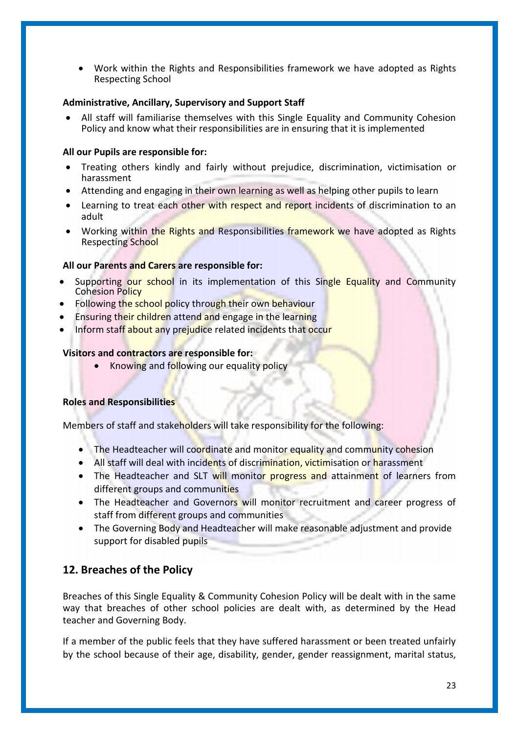- Work within the Rights and Responsibilities framework we have adopted as Rights Respecting School

**Administrative, Ancillary, Supervisory and Support Staff**

- All staff will familiarise themselves with this Single Equality and Community Cohesion Policy and know what their responsibilities are in ensuring that it is implemented

**All our Pupils are responsible for:**

- Treating others kindly and fairly without prejudice, discrimination, victimisation or harassment
- Attending and engaging in their own learning as well as helping other pupils to learn
- Learning to treat each other with respect and report incidents of discrimination to an adult
- Working within the Rights and Responsibilities framework we have adopted as Rights Respecting School

**All our Parents and Carers are responsible for:**

- Supporting our school in its implementation of this Single Equality and Community Cohesion Policy
- Following the school policy through their own behaviour
- Ensuring their children attend and engage in the learning
- Inform staff about any prejudice related incidents that occur

**Visitors and contractors are responsible for:**

- Knowing and following our equality policy

**Roles and Responsibilities**

Members of staff and stakeholders will take responsibility for the following:

- The Headteacher will coordinate and monitor equality and community cohesion
- All staff will deal with incidents of discrimination, victimisation or harassment
- The Headteacher and SLT will monitor progress and attainment of learners from different groups and communities
- The Headteacher and Governors will monitor recruitment and career progress of staff from different groups and communities
- The Governing Body and Headteacher will make reasonable adjustment and provide support for disabled pupils

## 12. Breaches of the Policy

Breaches of this Single Equality & Community Cohesion Policy will be dealt with in the same way that breaches of other school policies are dealt with, as determined by the Head teacher and Governing Body.

If a member of the public feels that they have suffered harassment or been treated unfairly by the school because of their age, disability, gender, gender reassignment, marital status,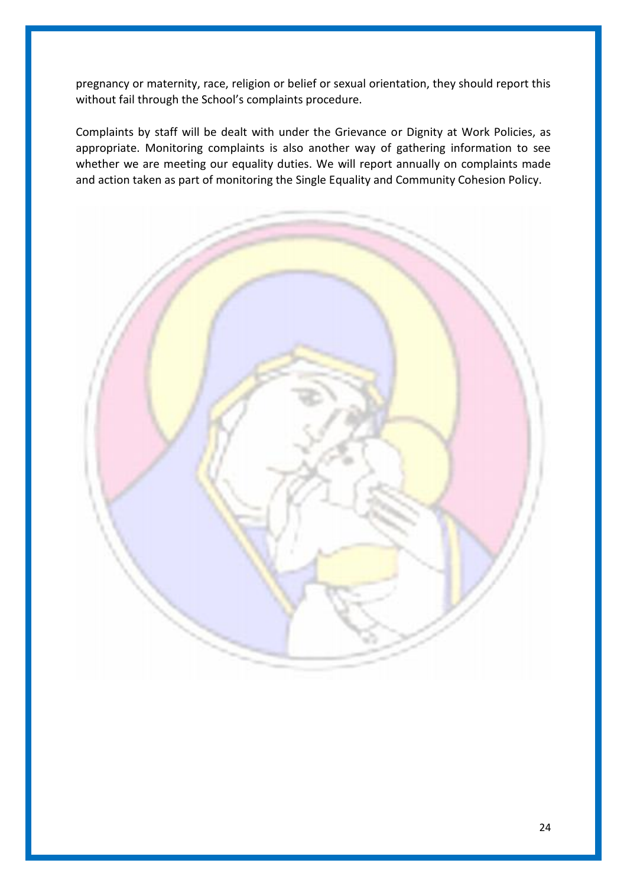pregnancy or maternity, race, religion or belief or sexual orientation, they should report this without fail through the School's complaints procedure.

Complaints by staff will be dealt with under the Grievance or Dignity at Work Policies, as appropriate. Monitoring complaints is also another way of gathering information to see whether we are meeting our equality duties. We will report annually on complaints made and action taken as part of monitoring the Single Equality and Community Cohesion Policy.